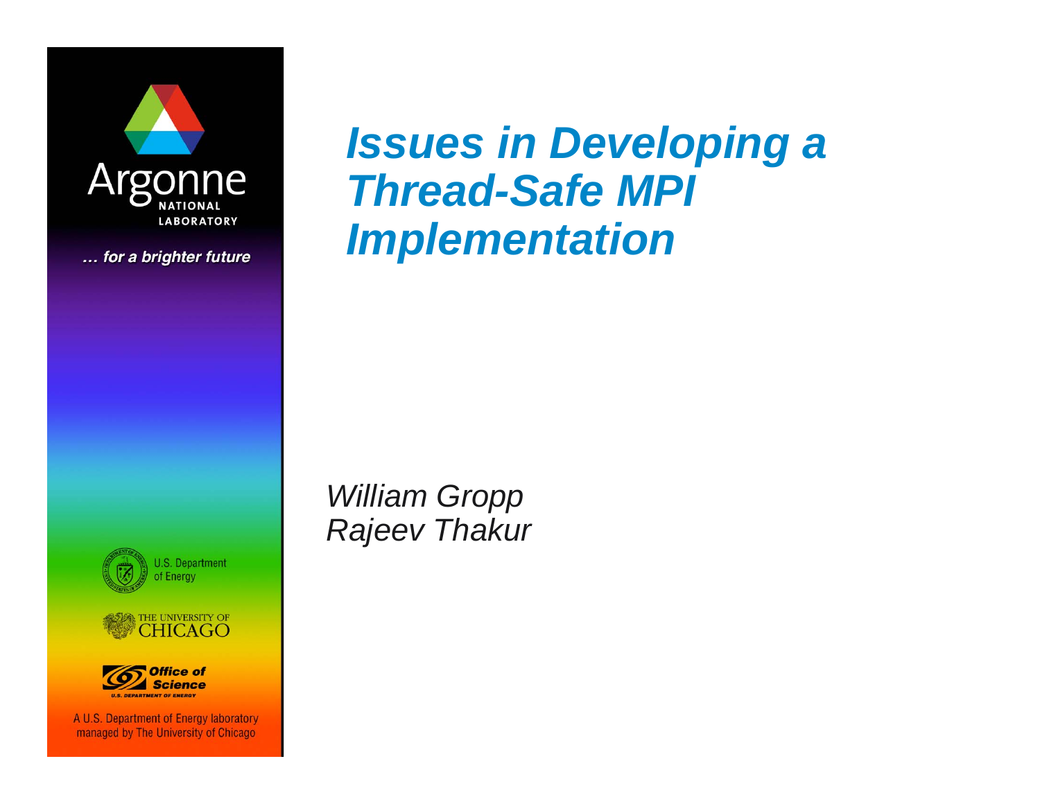# Issues in Developing a Thread-Safe MPI Implementation

*William Gropp*
*Rajeev Thakur*

Argonne National Laboratory

… for a brighter future

U.S. Department of Energy

The University of Chicago

Office of Science
U.S. Department of Energy

A U.S. Department of Energy laboratory managed by The University of Chicago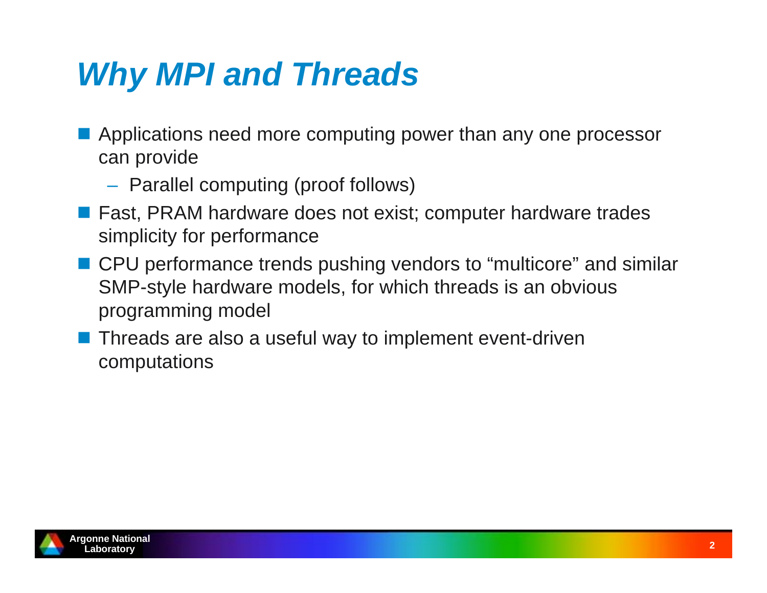# *Why MPI and Threads*

- Applications need more computing power than any one processor can provide
  - Parallel computing (proof follows)
- Fast, PRAM hardware does not exist; computer hardware trades simplicity for performance
- CPU performance trends pushing vendors to “multicore” and similar SMP-style hardware models, for which threads is an obvious programming model
- Threads are also a useful way to implement event-driven computations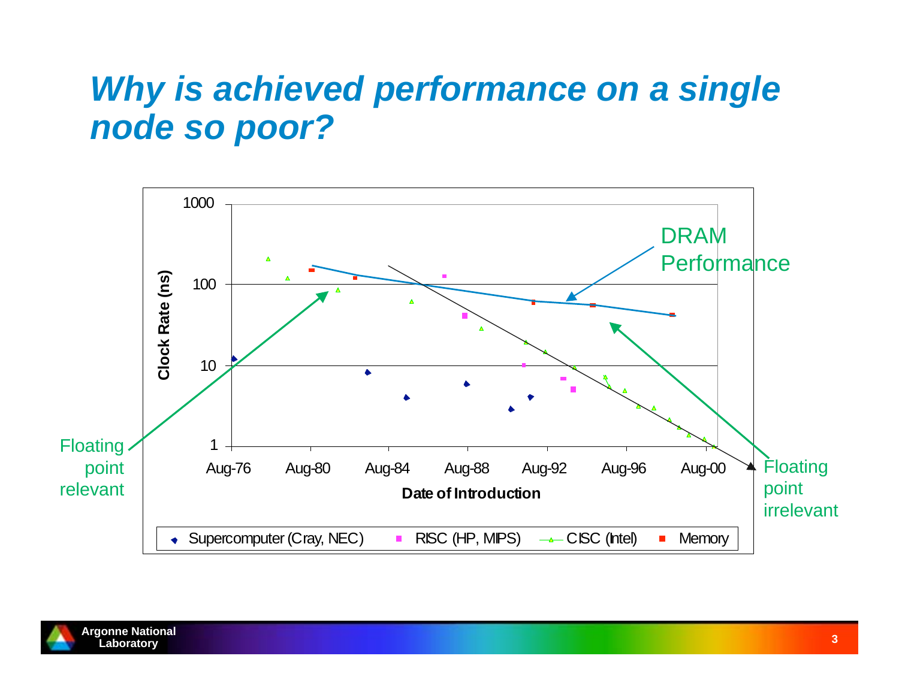# *Why is achieved performance on a single node so poor?*

DRAM Performance

Floating point relevant

Floating point irrelevant

Clock Rate (ns)

1000

100

10

1

Aug-76 Aug-80 Aug-84 Aug-88 Aug-92 Aug-96 Aug-00

Date of Introduction

Supercomputer (Cray, NEC) | RISC (HP, MIPS) | CISC (Intel) | Memory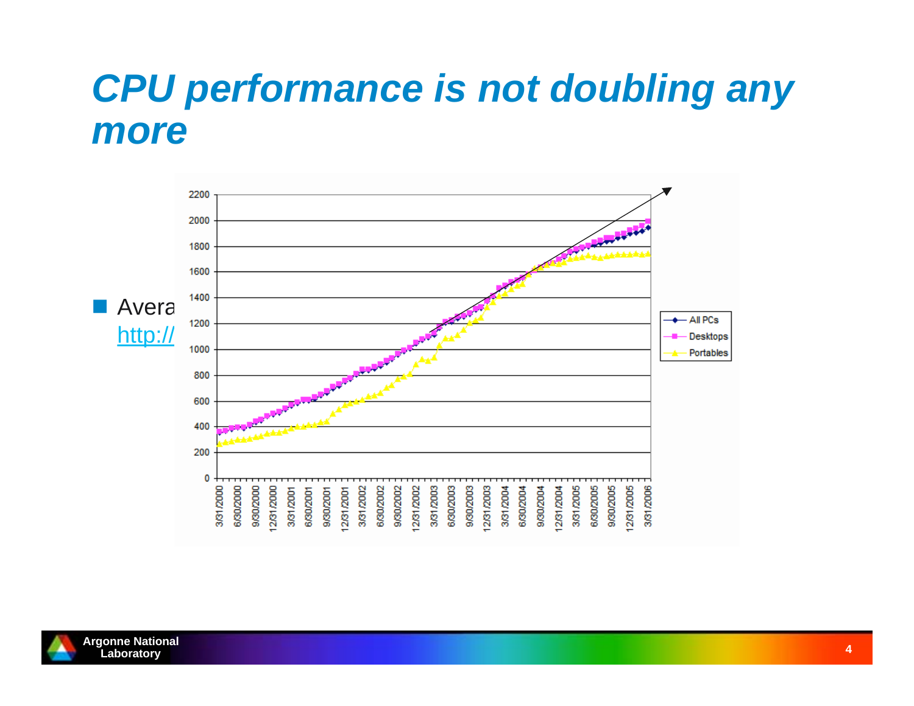# *CPU performance is not doubling any more*

- Avera
  http://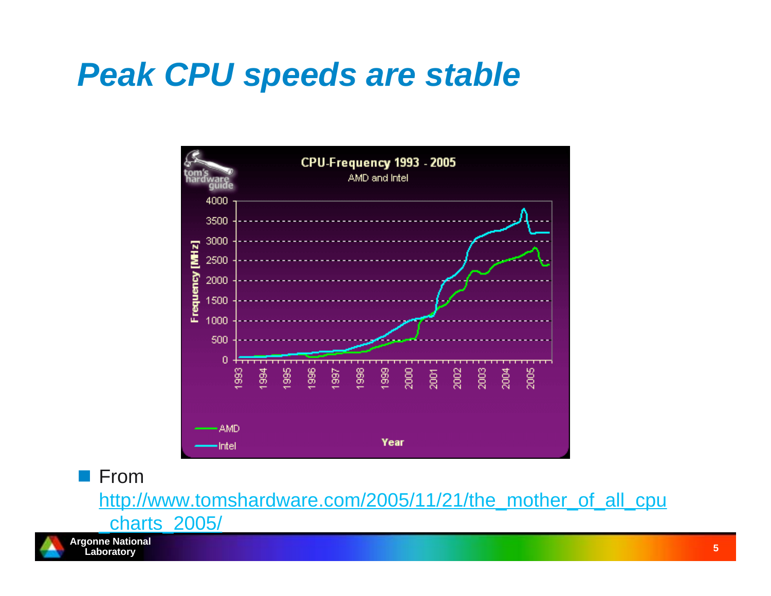# Peak CPU speeds are stable

- From http://www.tomshardware.com/2005/11/21/the_mother_of_all_cpu_charts_2005/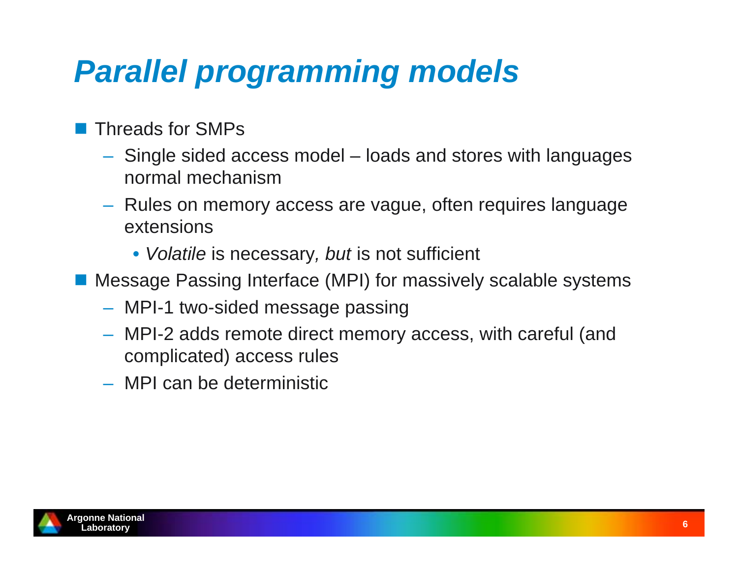# *Parallel programming models*

- Threads for SMPs
  - Single sided access model – loads and stores with languages normal mechanism
  - Rules on memory access are vague, often requires language extensions
    - *Volatile* is necessary*, but* is not sufficient
- Message Passing Interface (MPI) for massively scalable systems
  - MPI-1 two-sided message passing
  - MPI-2 adds remote direct memory access, with careful (and complicated) access rules
  - MPI can be deterministic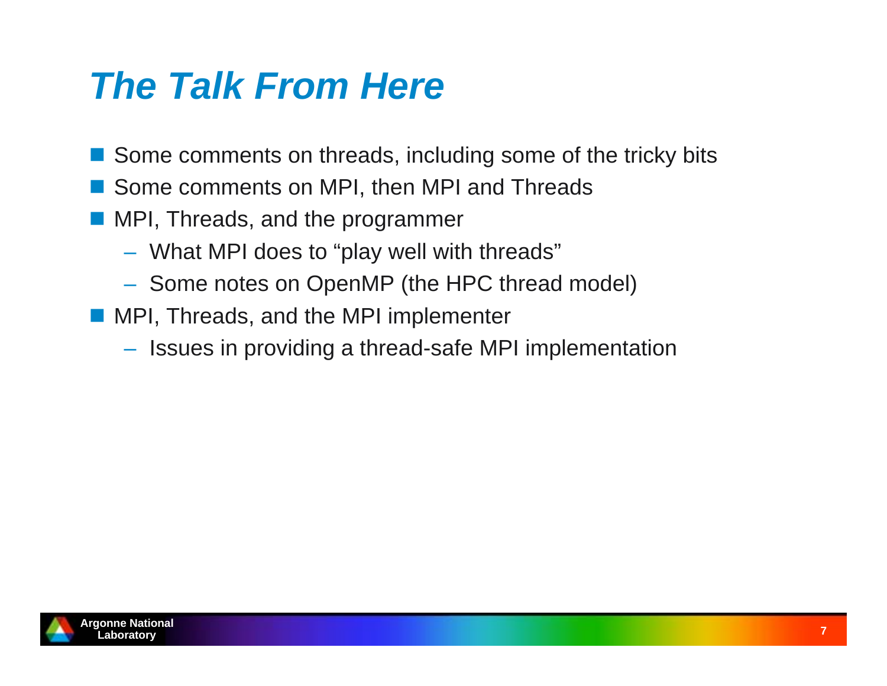# The Talk From Here

- Some comments on threads, including some of the tricky bits
- Some comments on MPI, then MPI and Threads
- MPI, Threads, and the programmer
  - What MPI does to “play well with threads”
  - Some notes on OpenMP (the HPC thread model)
- MPI, Threads, and the MPI implementer
  - Issues in providing a thread-safe MPI implementation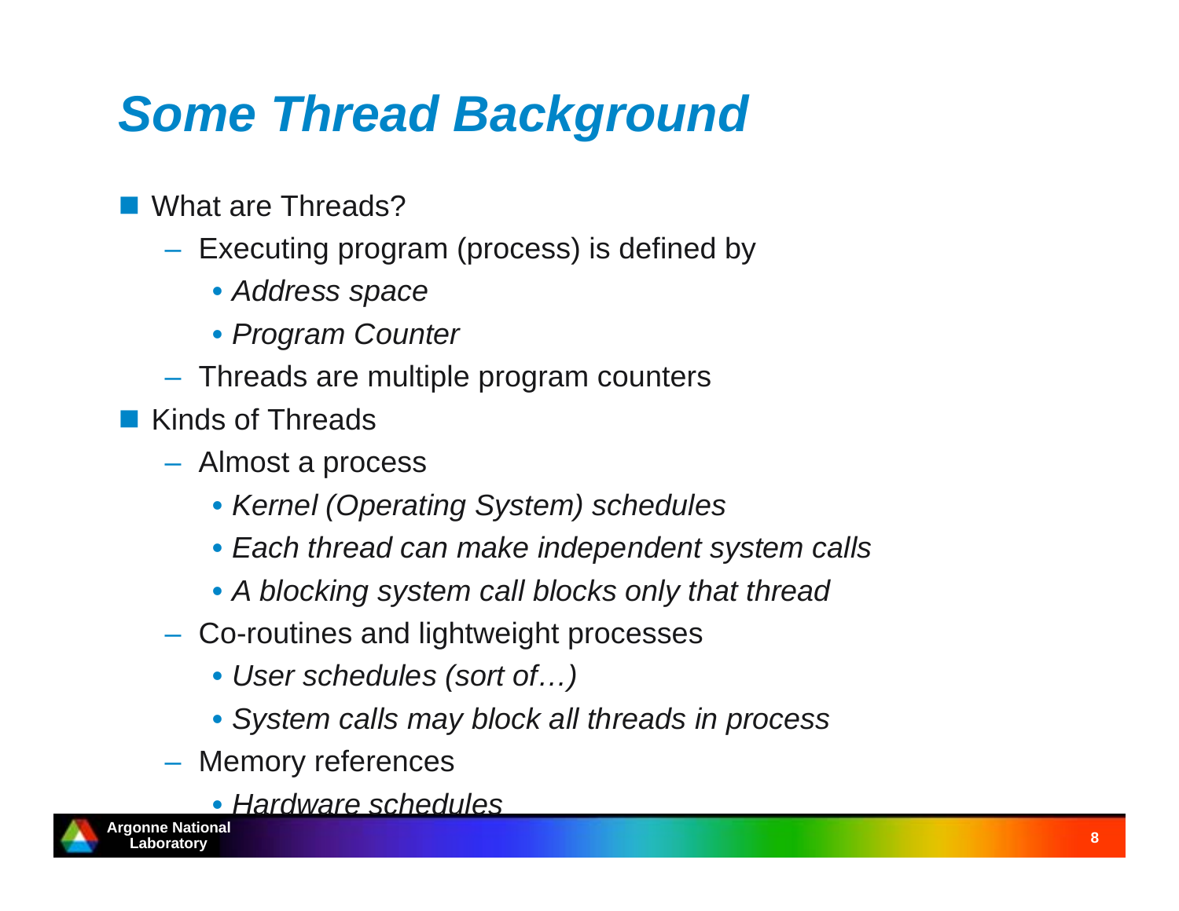# Some Thread Background

- What are Threads?
  - Executing program (process) is defined by
    - *Address space*
    - *Program Counter*
  - Threads are multiple program counters
- Kinds of Threads
  - Almost a process
    - *Kernel (Operating System) schedules*
    - *Each thread can make independent system calls*
    - *A blocking system call blocks only that thread*
  - Co-routines and lightweight processes
    - *User schedules (sort of…)*
    - *System calls may block all threads in process*
  - Memory references
    - *Hardware schedules*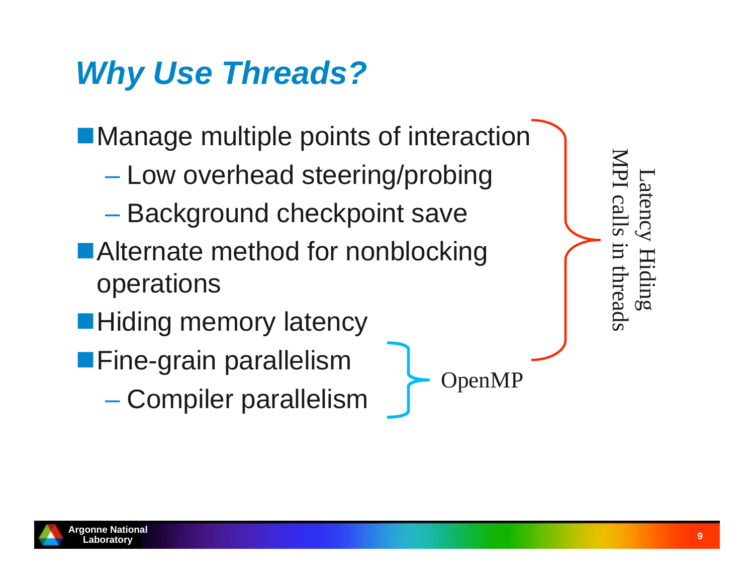# *Why Use Threads?*

- Manage multiple points of interaction
  - Low overhead steering/probing
  - Background checkpoint save
- Alternate method for nonblocking operations
- Hiding memory latency
- Fine-grain parallelism
  - Compiler parallelism

Latency Hiding
MPI calls in threads

OpenMP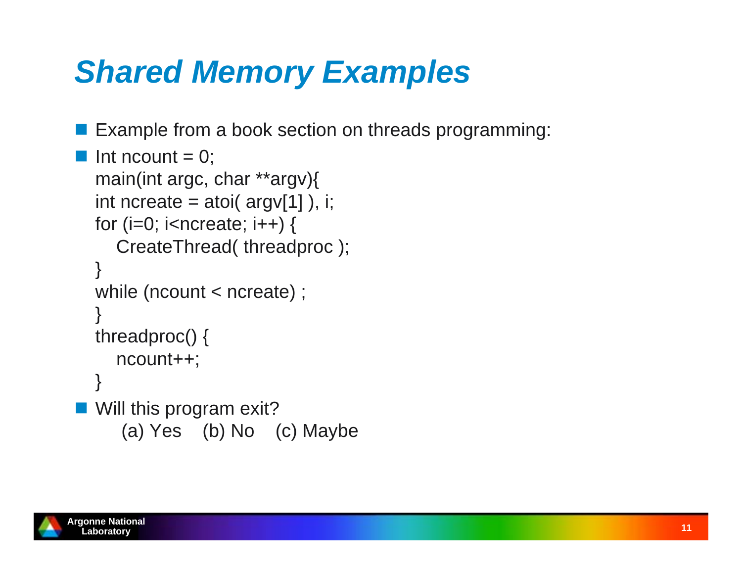# Shared Memory Examples

- Example from a book section on threads programming:
- ```
  Int ncount = 0;
  main(int argc, char **argv){
  int ncreate = atoi( argv[1] ), i;
  for (i=0; i<ncreate; i++) {
     CreateThread( threadproc );
  }
  while (ncount < ncreate) ;
  }
  threadproc() {
     ncount++;
  }
  ```
- Will this program exit?

  (a) Yes (b) No (c) Maybe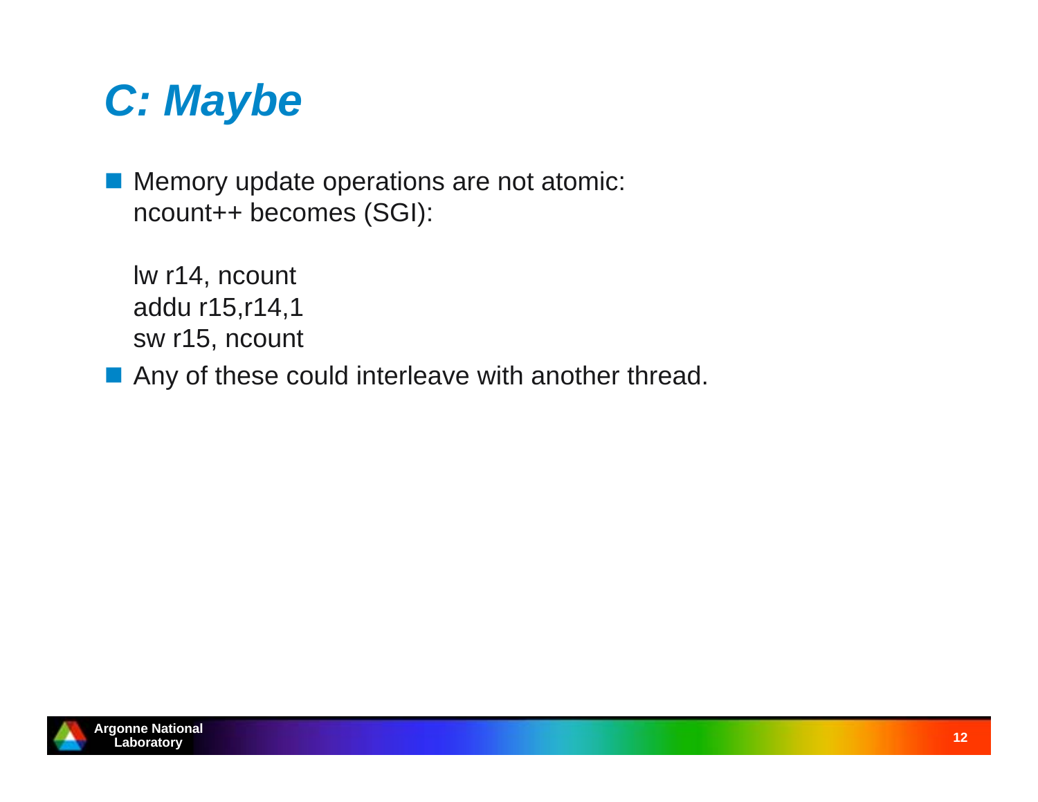# C: Maybe

- Memory update operations are not atomic:
  ncount++ becomes (SGI):

  ```
  lw r14, ncount
  addu r15,r14,1
  sw r15, ncount
  ```

- Any of these could interleave with another thread.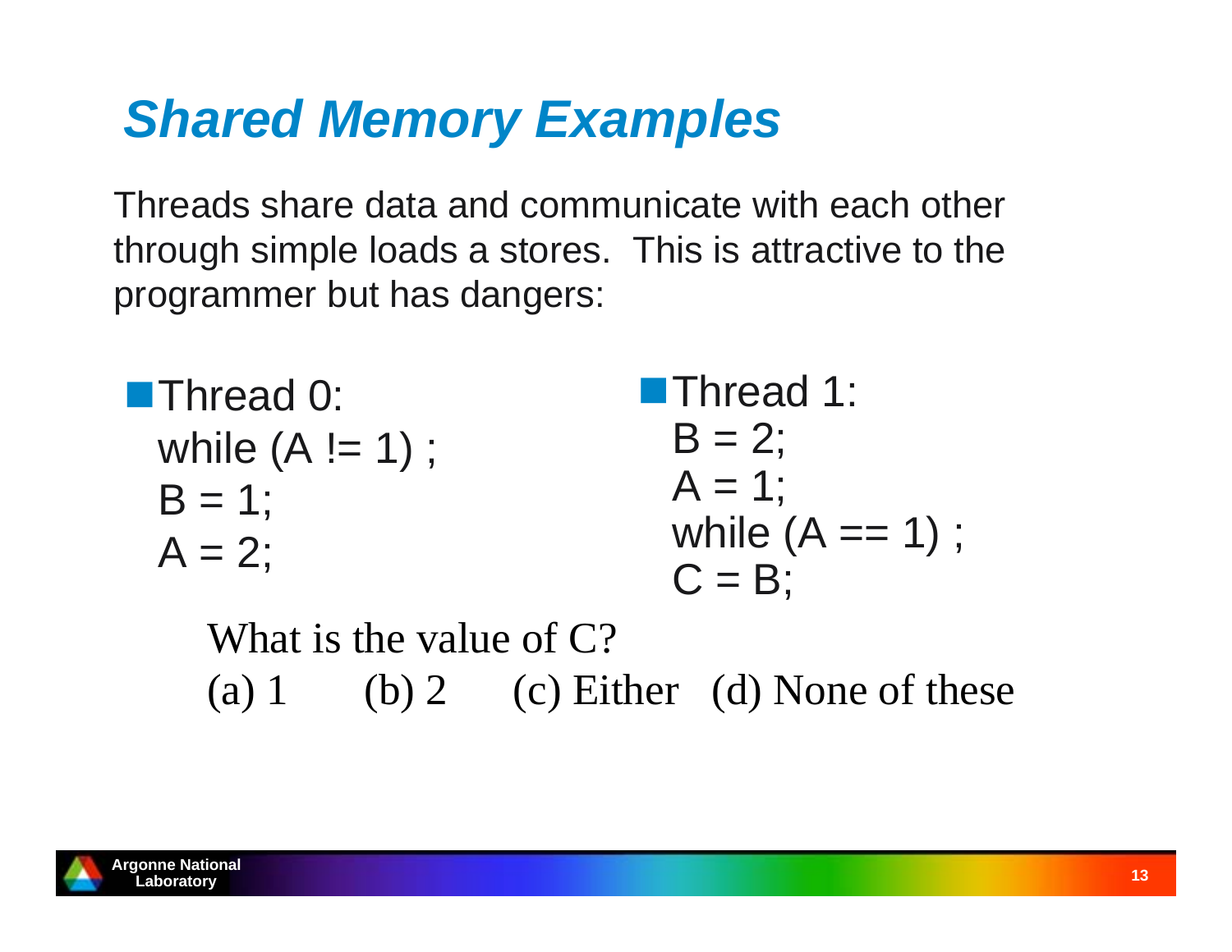# *Shared Memory Examples*

Threads share data and communicate with each other through simple loads a stores. This is attractive to the programmer but has dangers:

- Thread 0:

```
while (A != 1) ;
B = 1;
A = 2;
```

- Thread 1:

```
B = 2;
A = 1;
while (A == 1) ;
C = B;
```

What is the value of C?

(a) 1 (b) 2 (c) Either (d) None of these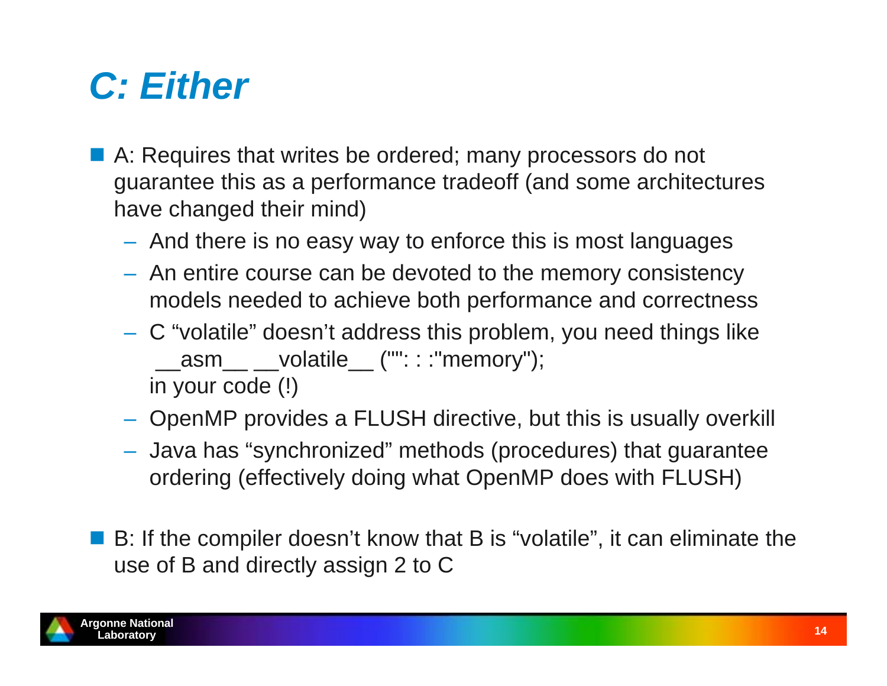# *C: Either*

- A: Requires that writes be ordered; many processors do not guarantee this as a performance tradeoff (and some architectures have changed their mind)
  - And there is no easy way to enforce this is most languages
  - An entire course can be devoted to the memory consistency models needed to achieve both performance and correctness
  - C "volatile" doesn't address this problem, you need things like `__asm__ __volatile__ ("": : :"memory");` in your code (!)
  - OpenMP provides a FLUSH directive, but this is usually overkill
  - Java has "synchronized" methods (procedures) that guarantee ordering (effectively doing what OpenMP does with FLUSH)
- B: If the compiler doesn't know that B is "volatile", it can eliminate the use of B and directly assign 2 to C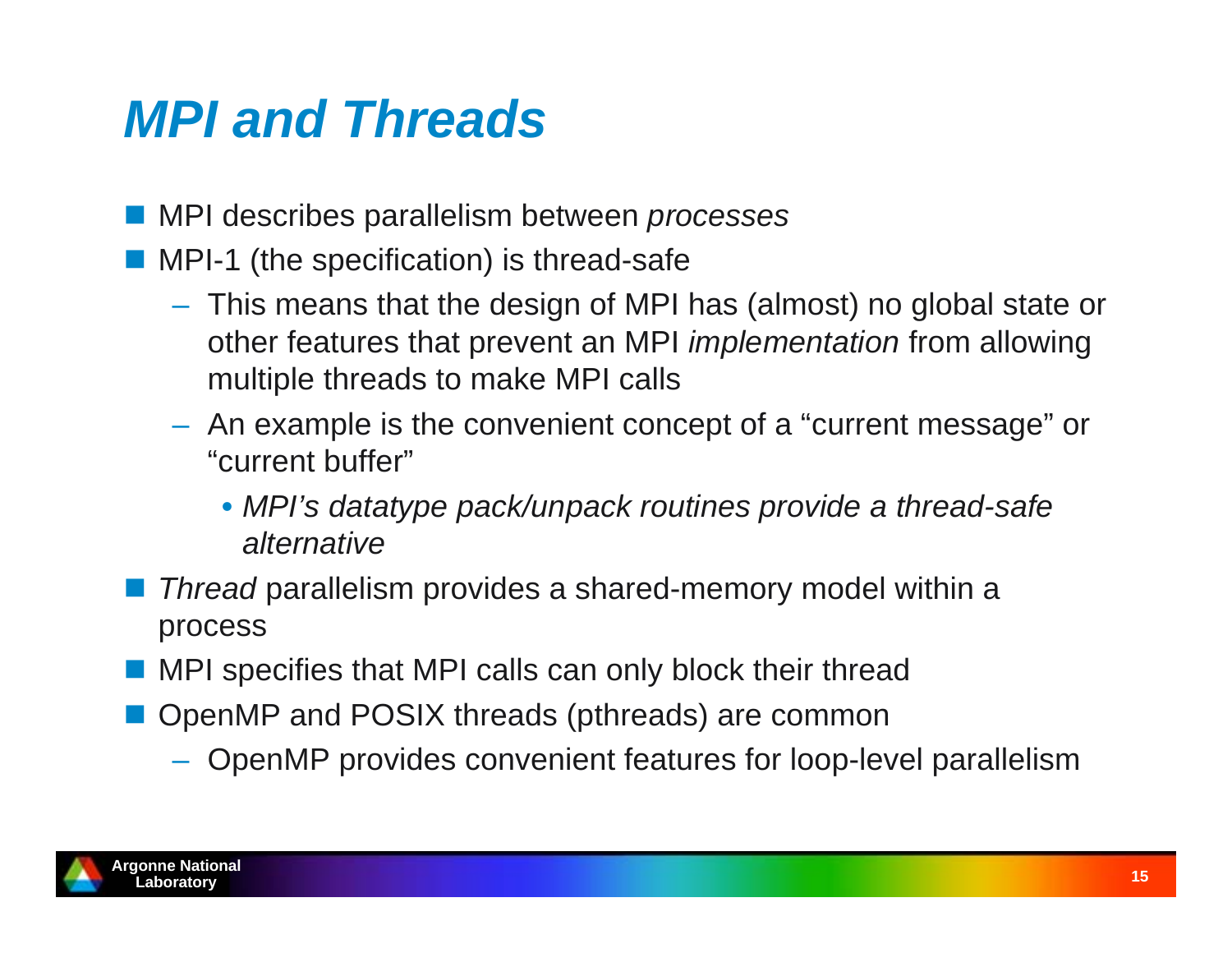# *MPI and Threads*

- MPI describes parallelism between *processes*
- MPI-1 (the specification) is thread-safe
  - This means that the design of MPI has (almost) no global state or other features that prevent an MPI *implementation* from allowing multiple threads to make MPI calls
  - An example is the convenient concept of a “current message” or “current buffer”
    - *MPI’s datatype pack/unpack routines provide a thread-safe alternative*
- *Thread* parallelism provides a shared-memory model within a process
- MPI specifies that MPI calls can only block their thread
- OpenMP and POSIX threads (pthreads) are common
  - OpenMP provides convenient features for loop-level parallelism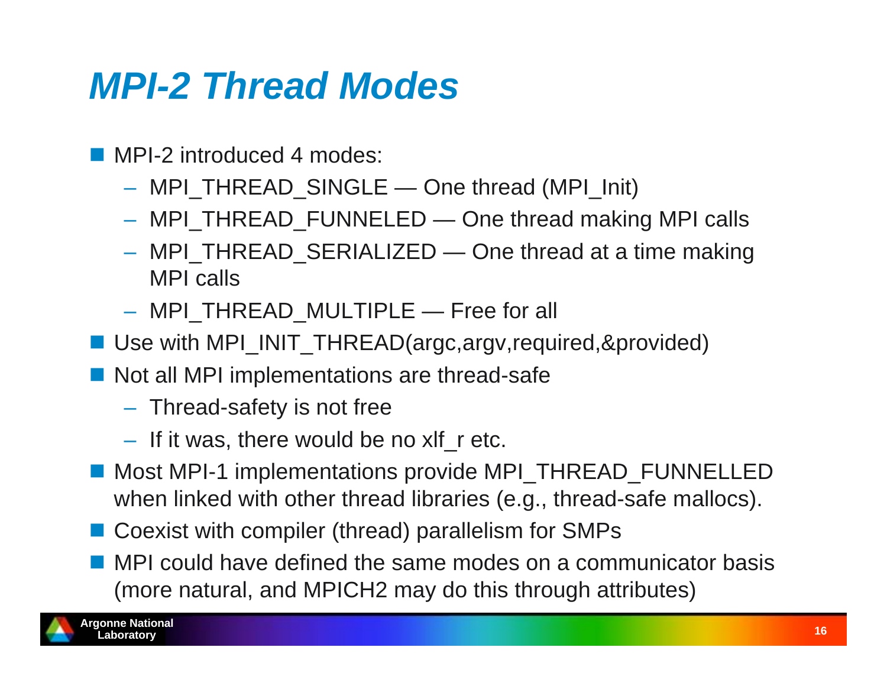# MPI-2 Thread Modes

- MPI-2 introduced 4 modes:
  - MPI_THREAD_SINGLE — One thread (MPI_Init)
  - MPI_THREAD_FUNNELED — One thread making MPI calls
  - MPI_THREAD_SERIALIZED — One thread at a time making MPI calls
  - MPI_THREAD_MULTIPLE — Free for all
- Use with MPI_INIT_THREAD(argc,argv,required,&provided)
- Not all MPI implementations are thread-safe
  - Thread-safety is not free
  - If it was, there would be no xlf_r etc.
- Most MPI-1 implementations provide MPI_THREAD_FUNNELLED when linked with other thread libraries (e.g., thread-safe mallocs).
- Coexist with compiler (thread) parallelism for SMPs
- MPI could have defined the same modes on a communicator basis (more natural, and MPICH2 may do this through attributes)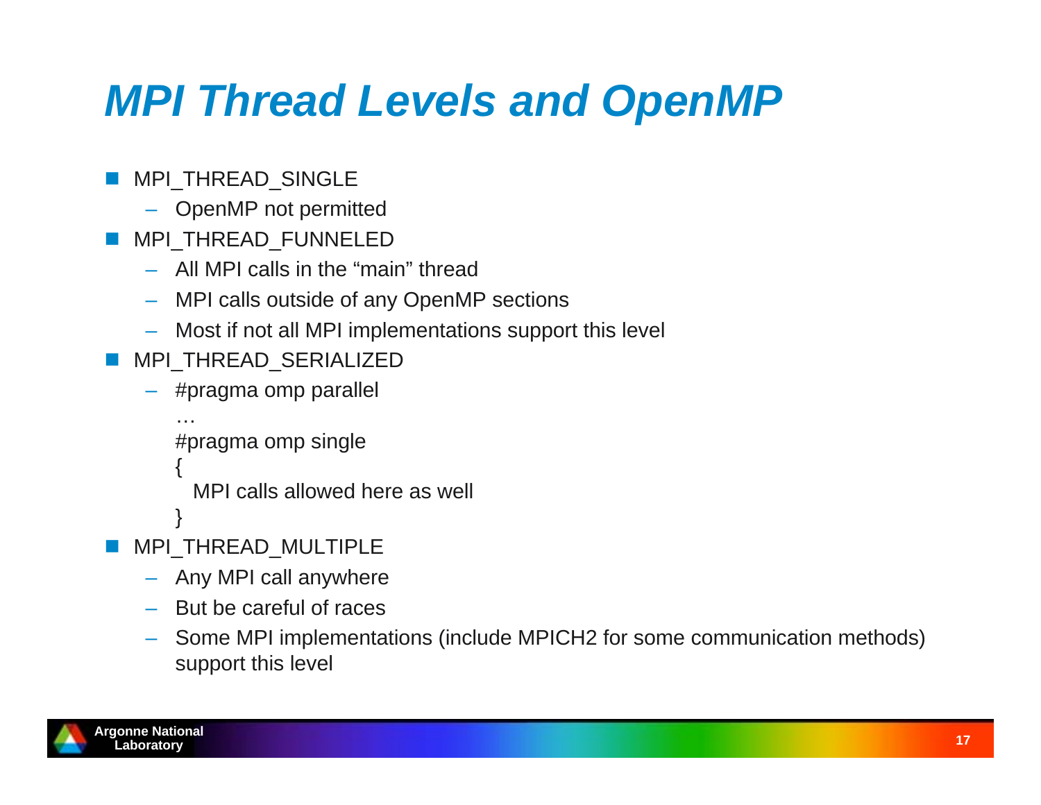# MPI Thread Levels and OpenMP

- MPI_THREAD_SINGLE
  - OpenMP not permitted
- MPI_THREAD_FUNNELED
  - All MPI calls in the “main” thread
  - MPI calls outside of any OpenMP sections
  - Most if not all MPI implementations support this level
- MPI_THREAD_SERIALIZED
  - 
    ```
    #pragma omp parallel
    …
    #pragma omp single
    {
      MPI calls allowed here as well
    }
    ```
- MPI_THREAD_MULTIPLE
  - Any MPI call anywhere
  - But be careful of races
  - Some MPI implementations (include MPICH2 for some communication methods) support this level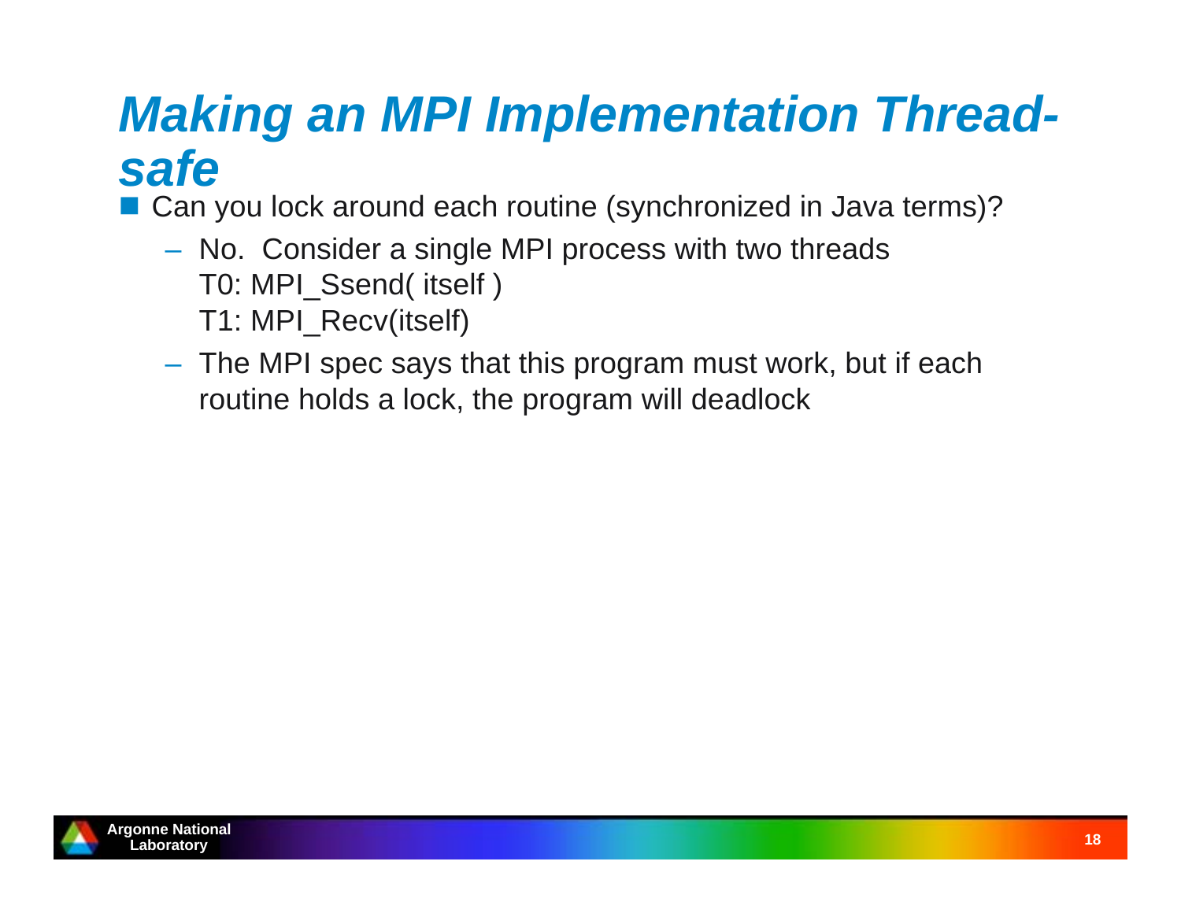# *Making an MPI Implementation Thread-safe*

- Can you lock around each routine (synchronized in Java terms)?
  - No.  Consider a single MPI process with two threads  
    T0: MPI_Ssend( itself )  
    T1: MPI_Recv(itself)
  - The MPI spec says that this program must work, but if each routine holds a lock, the program will deadlock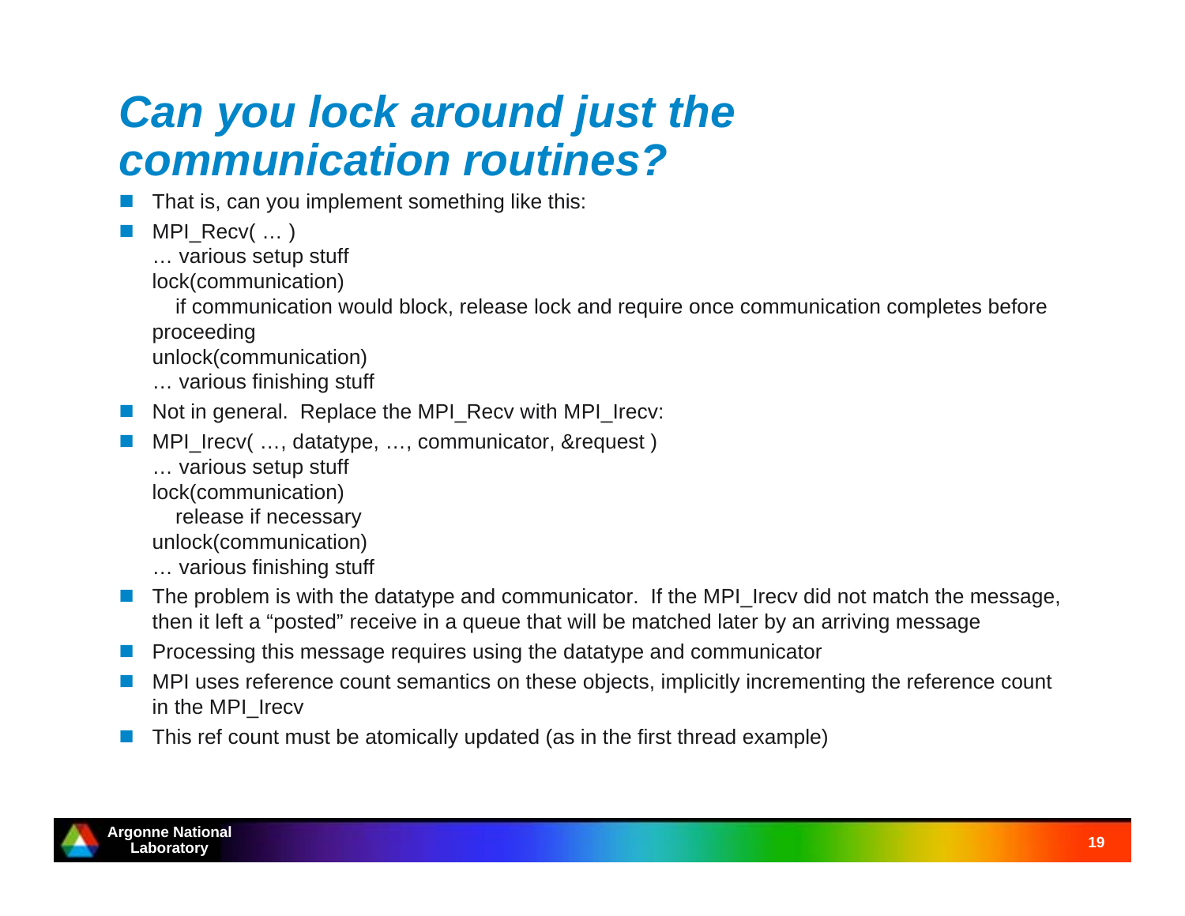# *Can you lock around just the communication routines?*

- That is, can you implement something like this:
- MPI_Recv( … )

  … various setup stuff

  lock(communication)

  &nbsp;&nbsp;&nbsp;if communication would block, release lock and require once communication completes before proceeding

  unlock(communication)

  … various finishing stuff
- Not in general. Replace the MPI_Recv with MPI_Irecv:
- MPI_Irecv( …, datatype, …, communicator, &request )

  … various setup stuff

  lock(communication)

  &nbsp;&nbsp;&nbsp;release if necessary

  unlock(communication)

  … various finishing stuff
- The problem is with the datatype and communicator. If the MPI_Irecv did not match the message, then it left a “posted” receive in a queue that will be matched later by an arriving message
- Processing this message requires using the datatype and communicator
- MPI uses reference count semantics on these objects, implicitly incrementing the reference count in the MPI_Irecv
- This ref count must be atomically updated (as in the first thread example)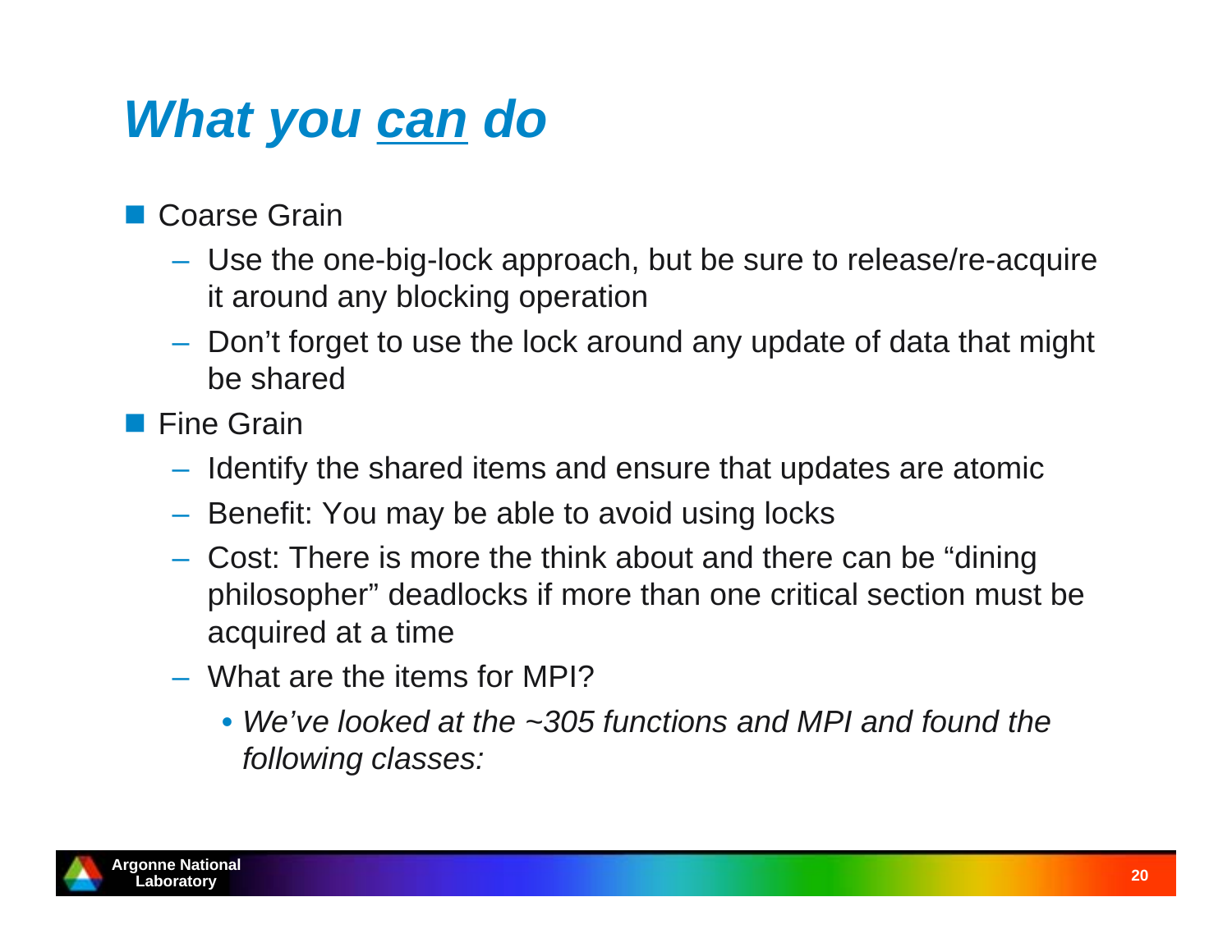# *What you can do*

- Coarse Grain
  - Use the one-big-lock approach, but be sure to release/re-acquire it around any blocking operation
  - Don't forget to use the lock around any update of data that might be shared
- Fine Grain
  - Identify the shared items and ensure that updates are atomic
  - Benefit: You may be able to avoid using locks
  - Cost: There is more the think about and there can be "dining philosopher" deadlocks if more than one critical section must be acquired at a time
  - What are the items for MPI?
    - *We've looked at the ~305 functions and MPI and found the following classes:*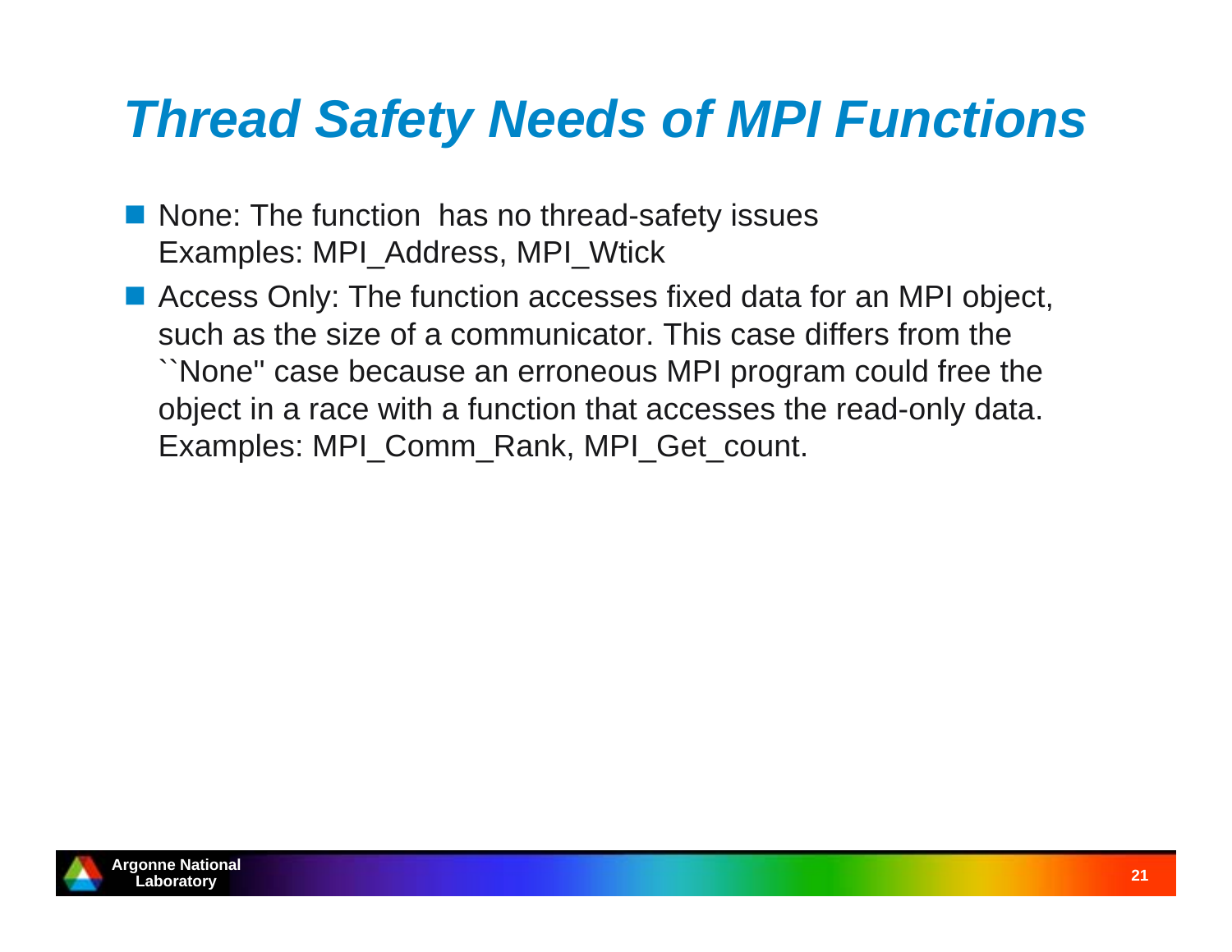# Thread Safety Needs of MPI Functions

- None: The function has no thread-safety issues
  Examples: MPI_Address, MPI_Wtick
- Access Only: The function accesses fixed data for an MPI object, such as the size of a communicator. This case differs from the ``None'' case because an erroneous MPI program could free the object in a race with a function that accesses the read-only data.
  Examples: MPI_Comm_Rank, MPI_Get_count.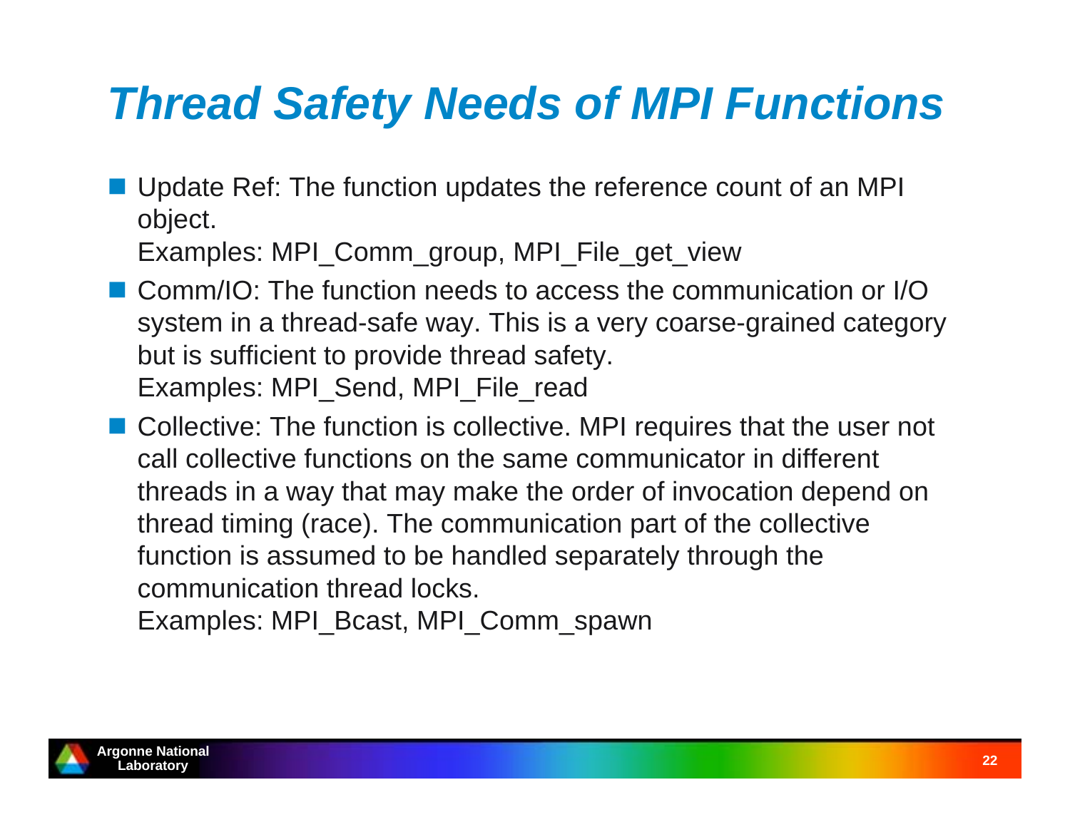# *Thread Safety Needs of MPI Functions*

- Update Ref: The function updates the reference count of an MPI object.
  Examples: MPI_Comm_group, MPI_File_get_view
- Comm/IO: The function needs to access the communication or I/O system in a thread-safe way. This is a very coarse-grained category but is sufficient to provide thread safety.
  Examples: MPI_Send, MPI_File_read
- Collective: The function is collective. MPI requires that the user not call collective functions on the same communicator in different threads in a way that may make the order of invocation depend on thread timing (race). The communication part of the collective function is assumed to be handled separately through the communication thread locks.
  Examples: MPI_Bcast, MPI_Comm_spawn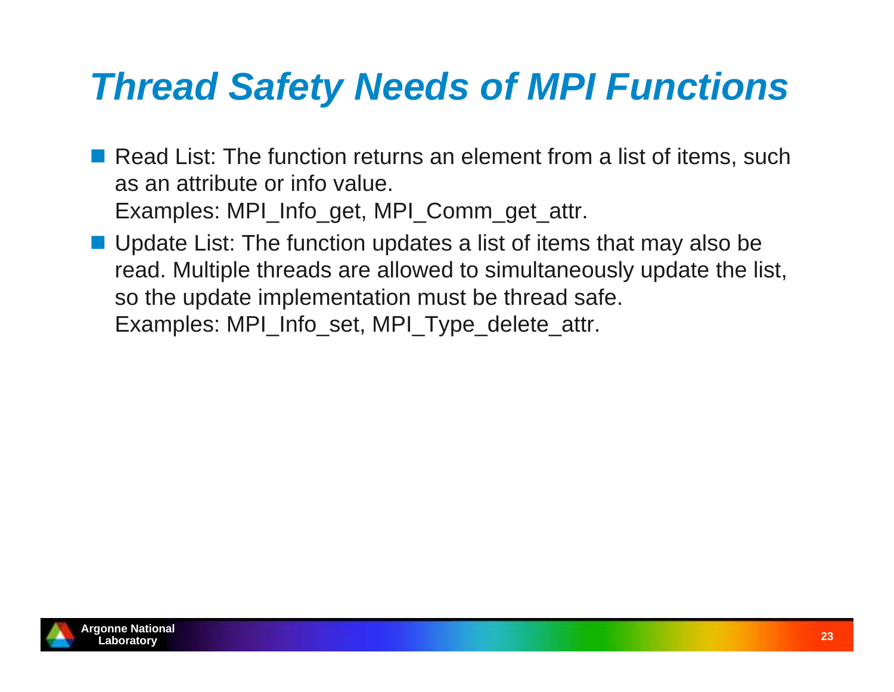# Thread Safety Needs of MPI Functions

- Read List: The function returns an element from a list of items, such as an attribute or info value.
  Examples: MPI_Info_get, MPI_Comm_get_attr.
- Update List: The function updates a list of items that may also be read. Multiple threads are allowed to simultaneously update the list, so the update implementation must be thread safe.
  Examples: MPI_Info_set, MPI_Type_delete_attr.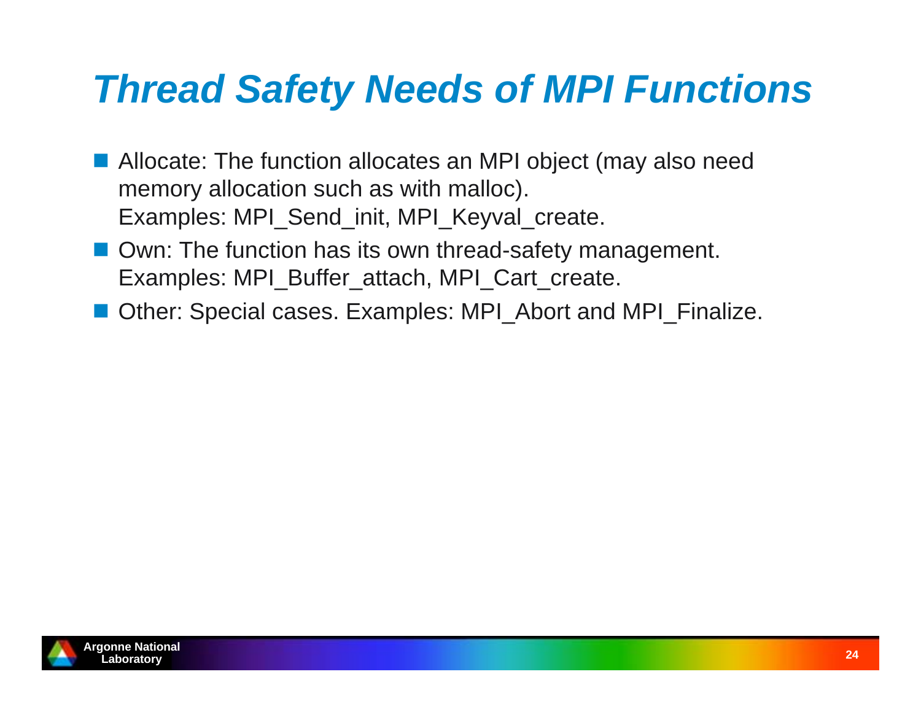# *Thread Safety Needs of MPI Functions*

- Allocate: The function allocates an MPI object (may also need memory allocation such as with malloc).
  Examples: MPI_Send_init, MPI_Keyval_create.
- Own: The function has its own thread-safety management.
  Examples: MPI_Buffer_attach, MPI_Cart_create.
- Other: Special cases. Examples: MPI_Abort and MPI_Finalize.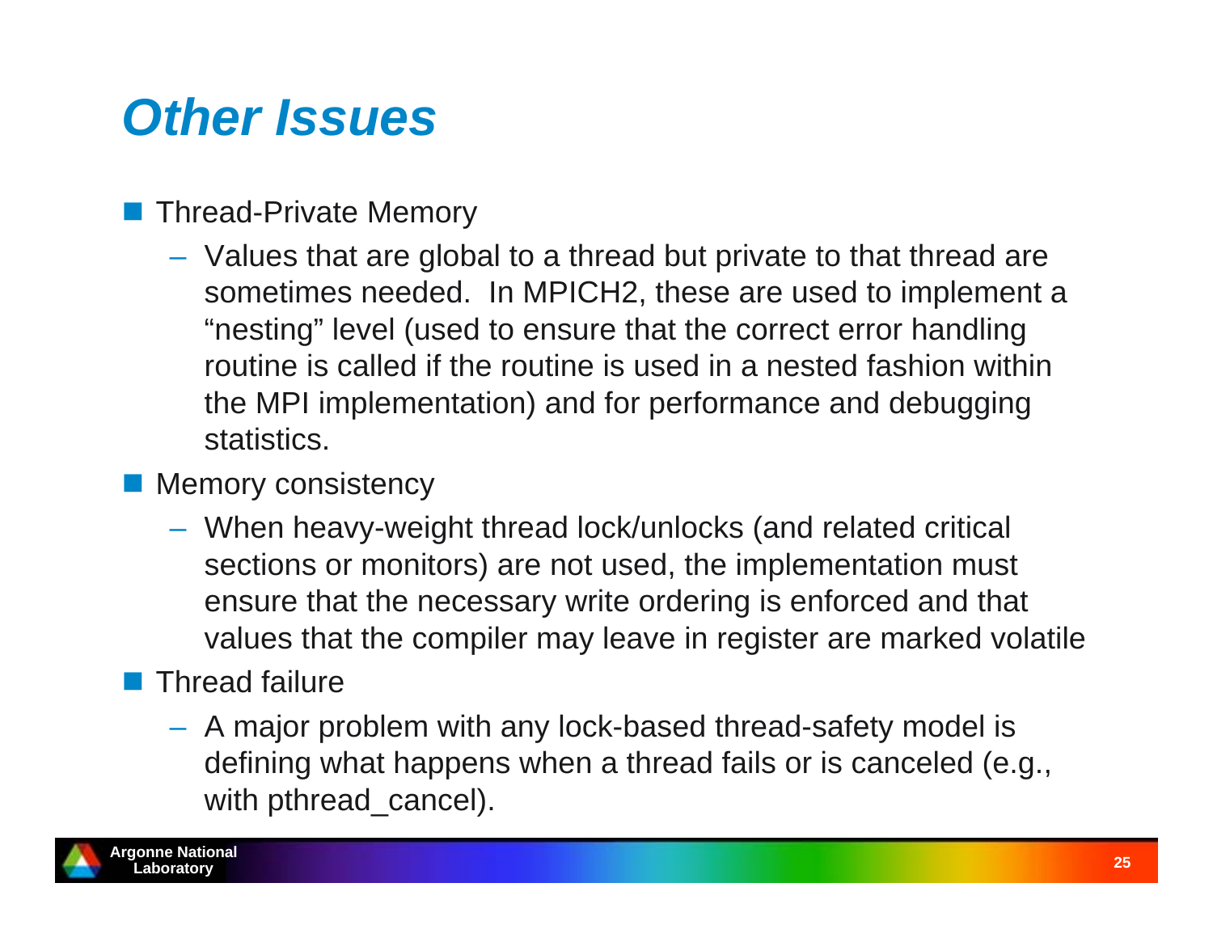# Other Issues

- Thread-Private Memory
  - Values that are global to a thread but private to that thread are sometimes needed. In MPICH2, these are used to implement a "nesting" level (used to ensure that the correct error handling routine is called if the routine is used in a nested fashion within the MPI implementation) and for performance and debugging statistics.
- Memory consistency
  - When heavy-weight thread lock/unlocks (and related critical sections or monitors) are not used, the implementation must ensure that the necessary write ordering is enforced and that values that the compiler may leave in register are marked volatile
- Thread failure
  - A major problem with any lock-based thread-safety model is defining what happens when a thread fails or is canceled (e.g., with pthread_cancel).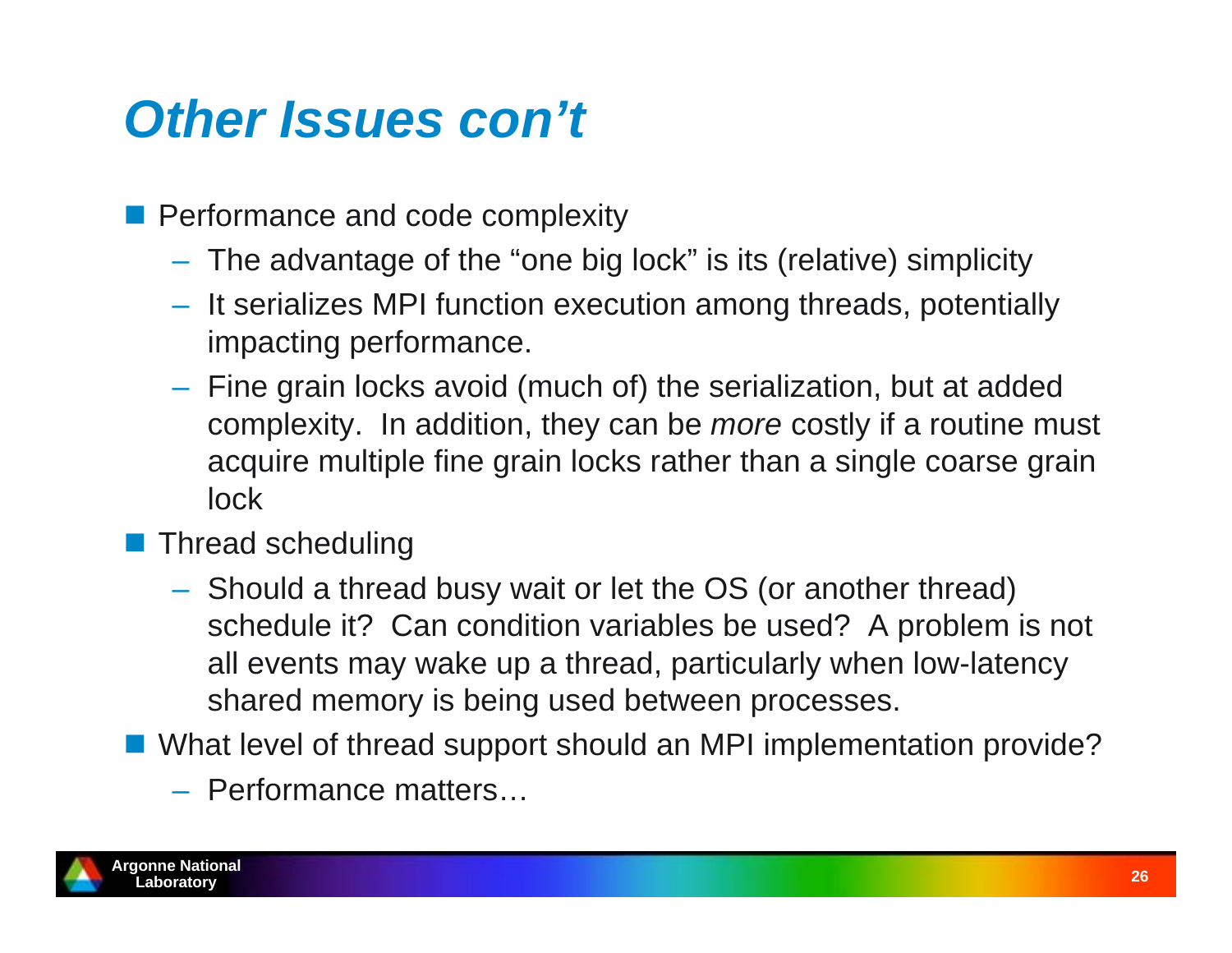# Other Issues con't

- Performance and code complexity
  - The advantage of the "one big lock" is its (relative) simplicity
  - It serializes MPI function execution among threads, potentially impacting performance.
  - Fine grain locks avoid (much of) the serialization, but at added complexity. In addition, they can be *more* costly if a routine must acquire multiple fine grain locks rather than a single coarse grain lock
- Thread scheduling
  - Should a thread busy wait or let the OS (or another thread) schedule it? Can condition variables be used? A problem is not all events may wake up a thread, particularly when low-latency shared memory is being used between processes.
- What level of thread support should an MPI implementation provide?
  - Performance matters…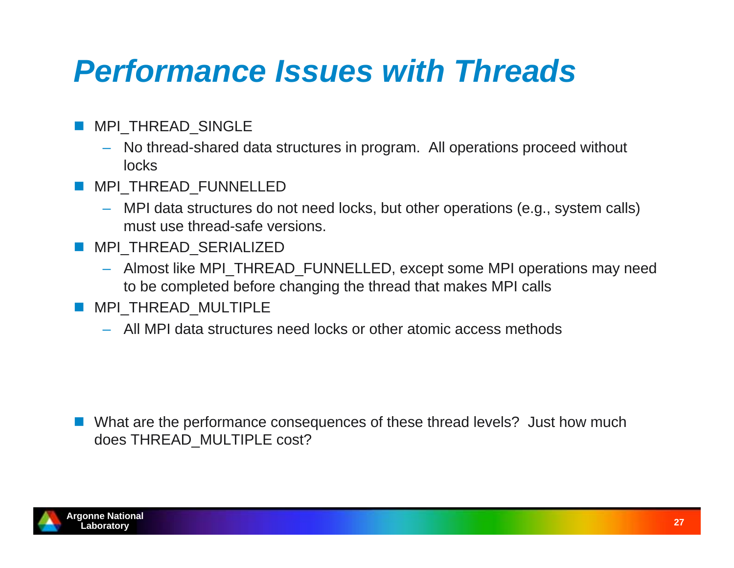# *Performance Issues with Threads*

- MPI_THREAD_SINGLE
  - No thread-shared data structures in program. All operations proceed without locks
- MPI_THREAD_FUNNELLED
  - MPI data structures do not need locks, but other operations (e.g., system calls) must use thread-safe versions.
- MPI_THREAD_SERIALIZED
  - Almost like MPI_THREAD_FUNNELLED, except some MPI operations may need to be completed before changing the thread that makes MPI calls
- MPI_THREAD_MULTIPLE
  - All MPI data structures need locks or other atomic access methods

- What are the performance consequences of these thread levels? Just how much does THREAD_MULTIPLE cost?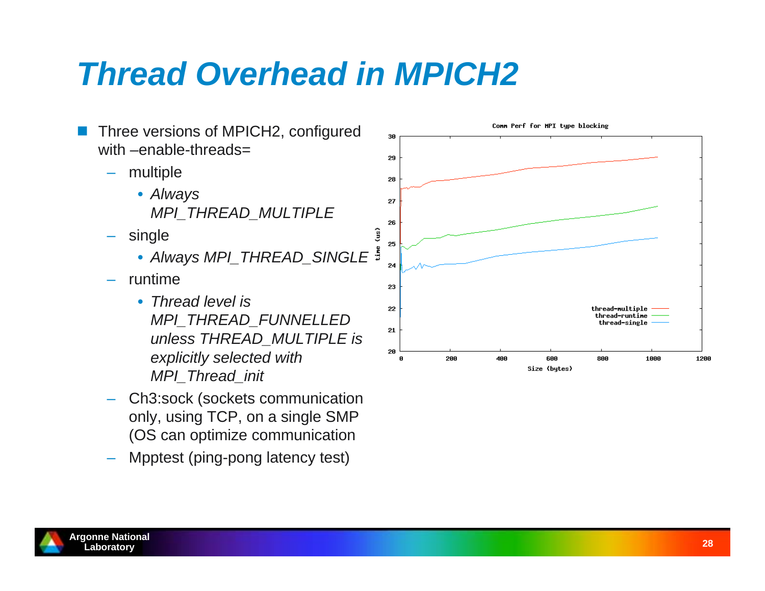# Thread Overhead in MPICH2

- Three versions of MPICH2, configured with –enable-threads=
  - multiple
    - *Always MPI_THREAD_MULTIPLE*
  - single
    - *Always MPI_THREAD_SINGLE*
  - runtime
    - *Thread level is MPI_THREAD_FUNNELLED unless THREAD_MULTIPLE is explicitly selected with MPI_Thread_init*
  - Ch3:sock (sockets communication only, using TCP, on a single SMP (OS can optimize communication
  - Mpptest (ping-pong latency test)

Comm Perf for MPI type blocking

time (us)

Size (bytes)

thread-multiple
thread-runtime
thread-single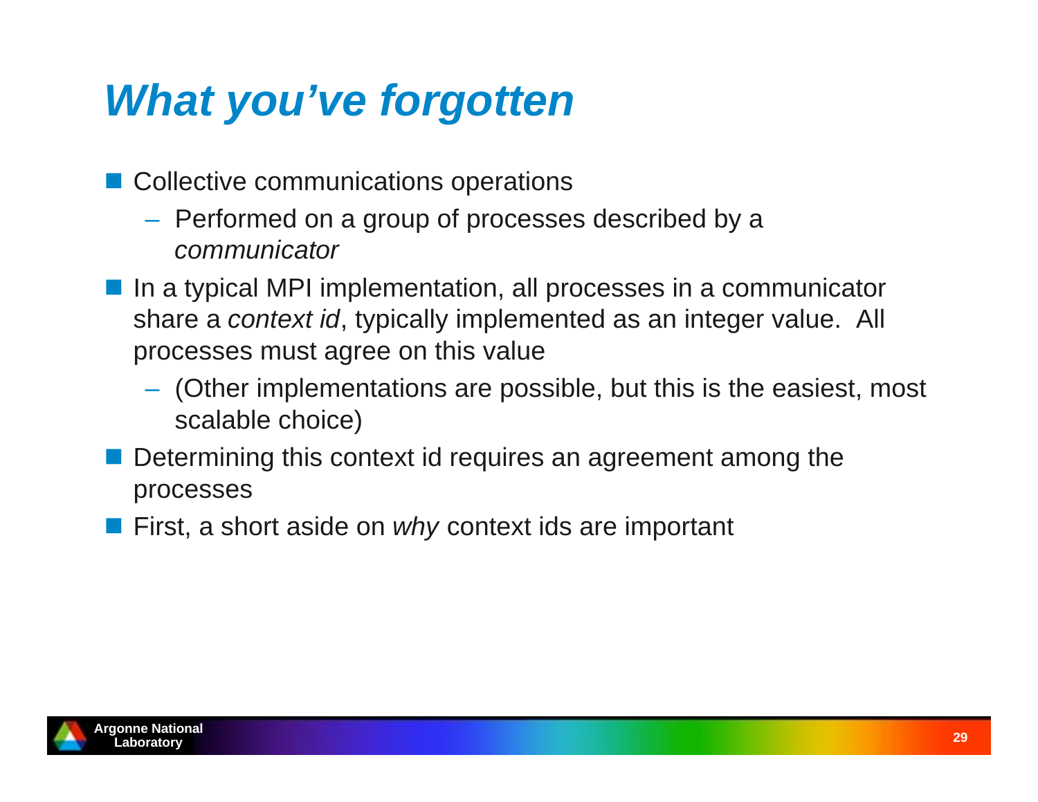# *What you've forgotten*

- Collective communications operations
  - Performed on a group of processes described by a *communicator*
- In a typical MPI implementation, all processes in a communicator share a *context id*, typically implemented as an integer value. All processes must agree on this value
  - (Other implementations are possible, but this is the easiest, most scalable choice)
- Determining this context id requires an agreement among the processes
- First, a short aside on *why* context ids are important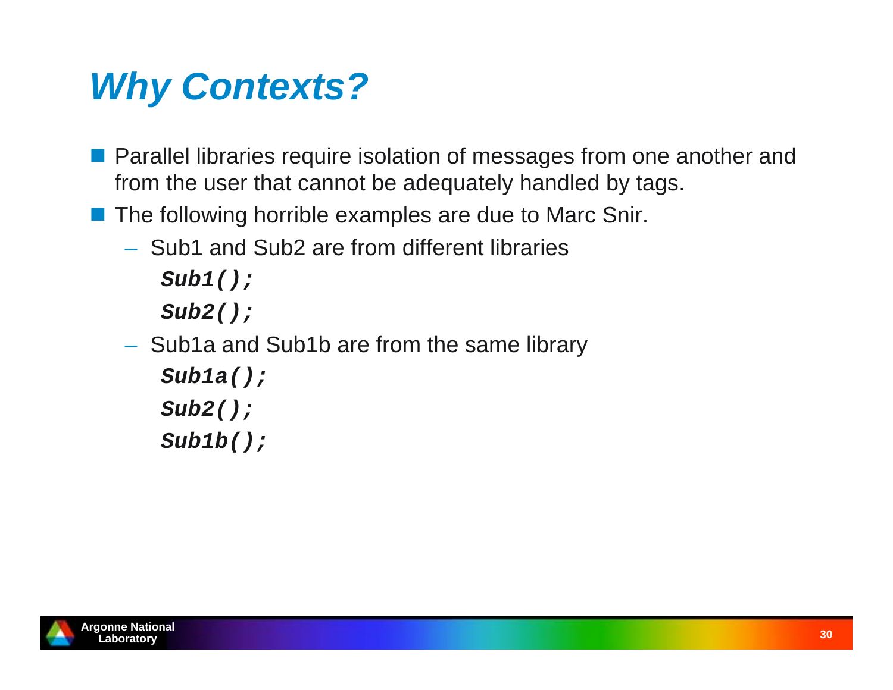# Why Contexts?

- Parallel libraries require isolation of messages from one another and from the user that cannot be adequately handled by tags.
- The following horrible examples are due to Marc Snir.
  - Sub1 and Sub2 are from different libraries

    ```
    Sub1();
    Sub2();
    ```

  - Sub1a and Sub1b are from the same library

    ```
    Sub1a();
    Sub2();
    Sub1b();
    ```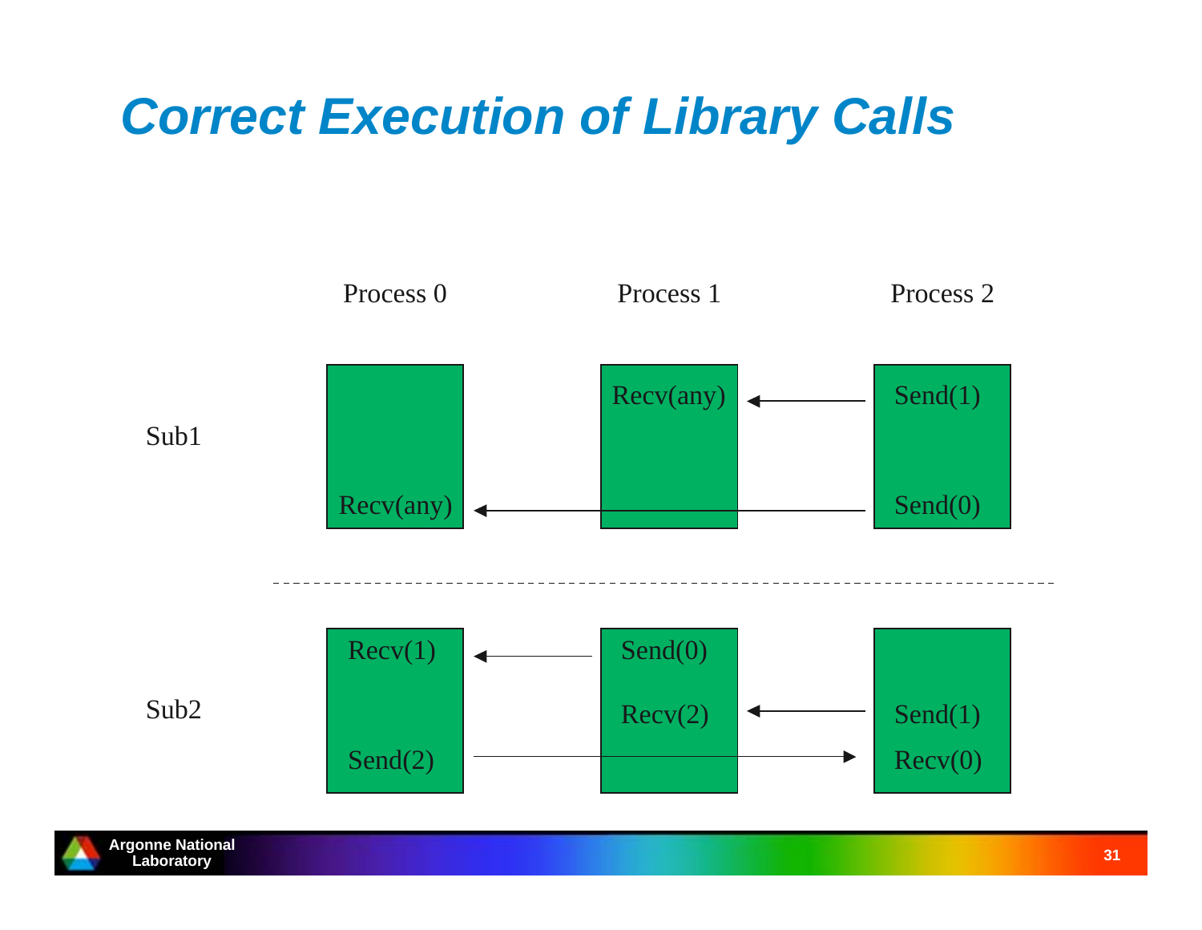# Correct Execution of Library Calls

| | Process 0 | Process 1 | Process 2 |
|---|---|---|---|
| Sub1 | Recv(any) | Recv(any) | Send(1), Send(0) |
| Sub2 | Recv(1), Send(2) | Send(0), Recv(2) | Send(1), Recv(0) |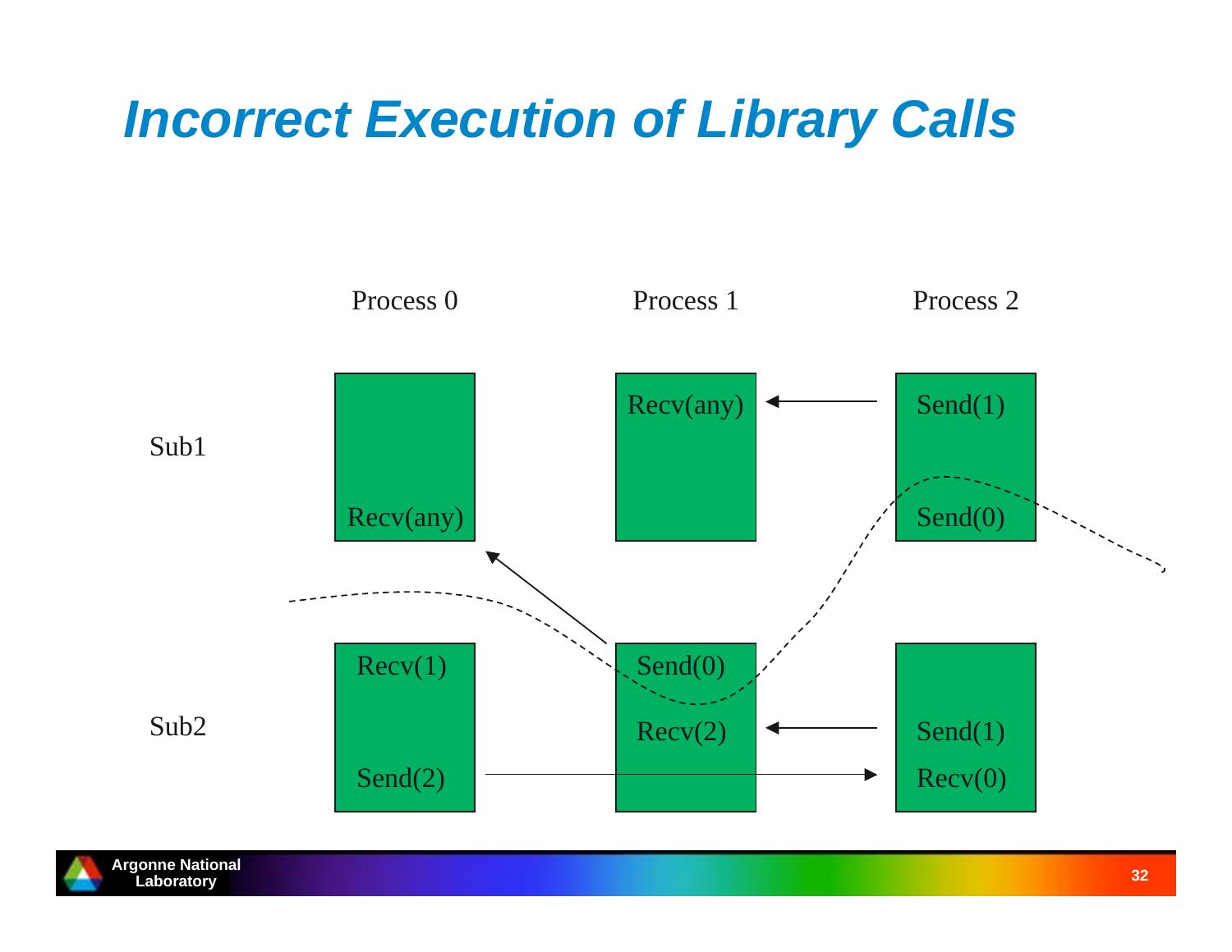# Incorrect Execution of Library Calls

| | Process 0 | Process 1 | Process 2 |
|---|---|---|---|
| Sub1 | Recv(any) | Recv(any) | Send(1)<br>Send(0) |
| Sub2 | Recv(1)<br>Send(2) | Send(0)<br>Recv(2) | Send(1)<br>Recv(0) |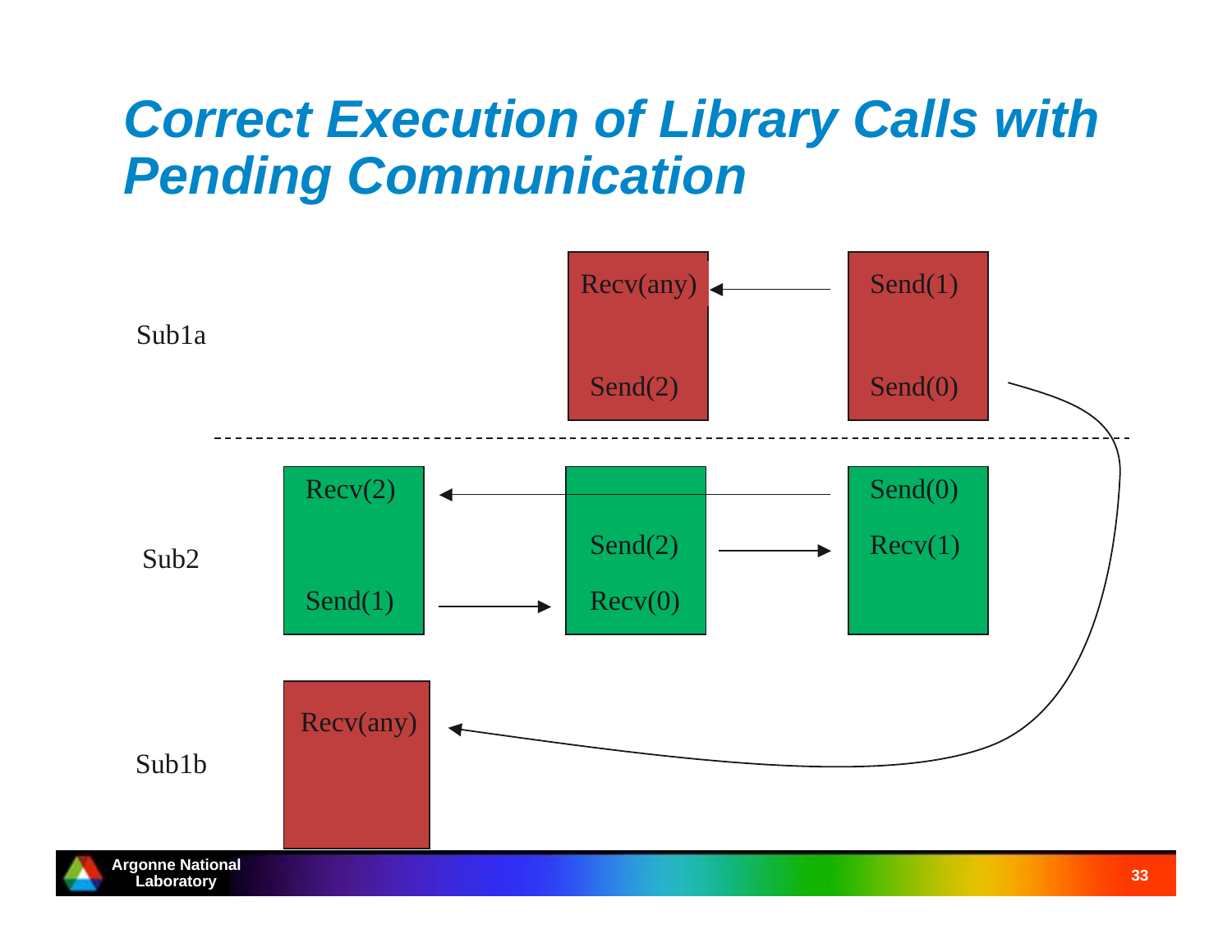# Correct Execution of Library Calls with Pending Communication

Sub1a

| | | |
|---|---|---|
| | Recv(any) | Send(1) |
| | Send(2) | Send(0) |

Sub2

| | | |
|---|---|---|
| Recv(2) | | Send(0) |
| | Send(2) | Recv(1) |
| Send(1) | Recv(0) | |

Sub1b

| |
|---|
| Recv(any) |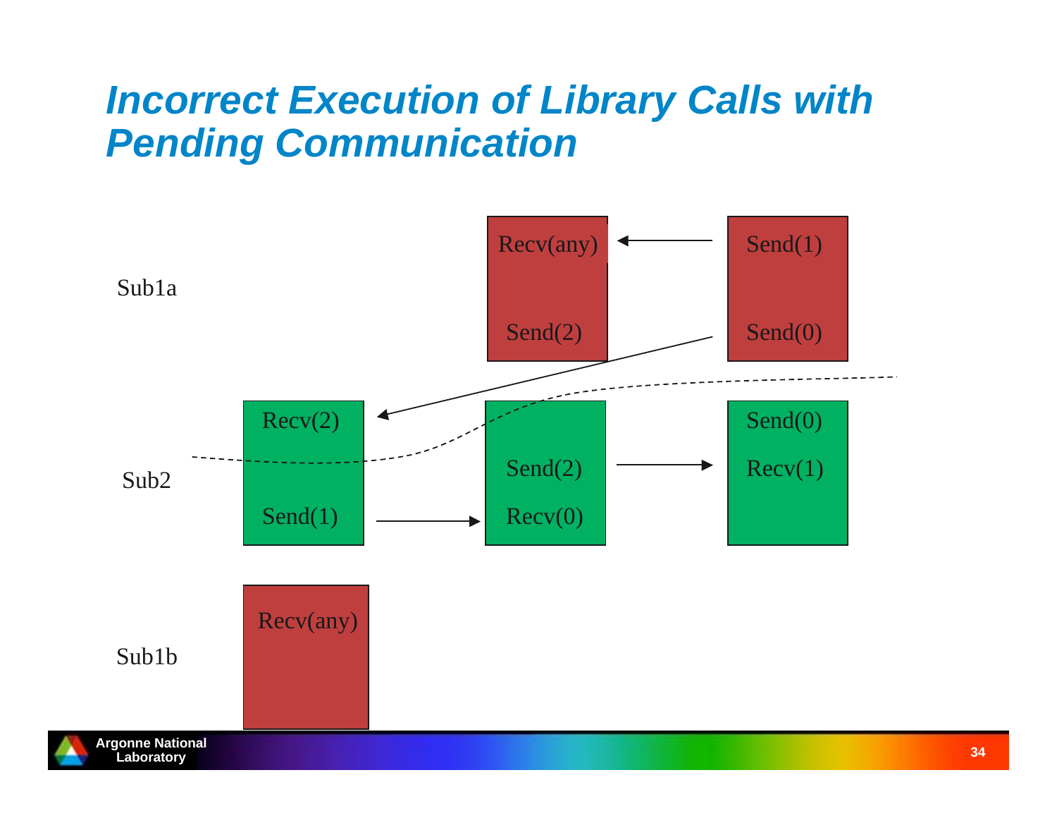# Incorrect Execution of Library Calls with Pending Communication

Sub1a

Recv(any)

Send(2)

Send(1)

Send(0)

Sub2

Recv(2)

Send(1)

Send(2)

Recv(0)

Send(0)

Recv(1)

Sub1b

Recv(any)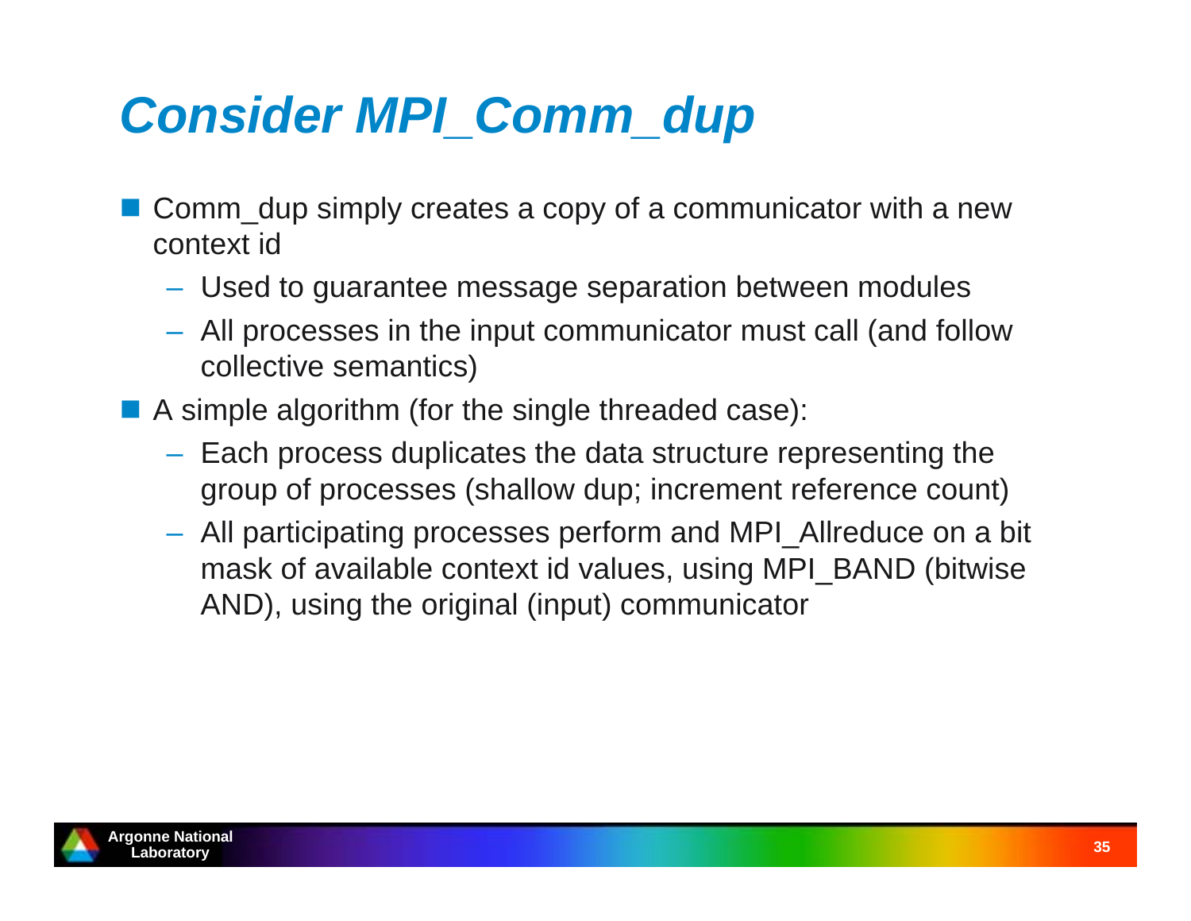# *Consider MPI_Comm_dup*

- Comm_dup simply creates a copy of a communicator with a new context id
  - Used to guarantee message separation between modules
  - All processes in the input communicator must call (and follow collective semantics)
- A simple algorithm (for the single threaded case):
  - Each process duplicates the data structure representing the group of processes (shallow dup; increment reference count)
  - All participating processes perform and MPI_Allreduce on a bit mask of available context id values, using MPI_BAND (bitwise AND), using the original (input) communicator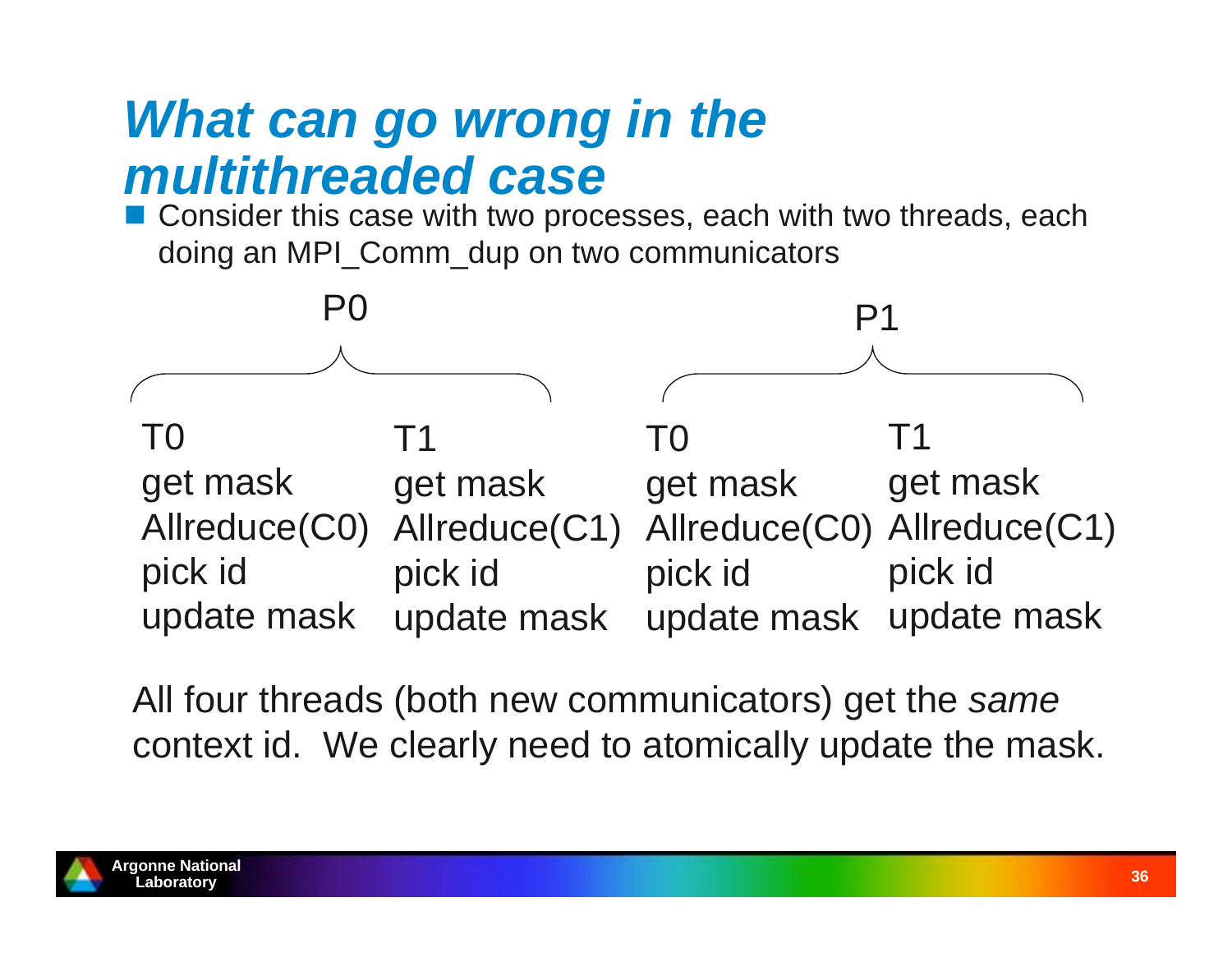# *What can go wrong in the multithreaded case*

- Consider this case with two processes, each with two threads, each doing an MPI_Comm_dup on two communicators

| P0 | | P1 | |
|---|---|---|---|
| T0 | T1 | T0 | T1 |
| get mask | get mask | get mask | get mask |
| Allreduce(C0) | Allreduce(C1) | Allreduce(C0) | Allreduce(C1) |
| pick id | pick id | pick id | pick id |
| update mask | update mask | update mask | update mask |

All four threads (both new communicators) get the *same* context id. We clearly need to atomically update the mask.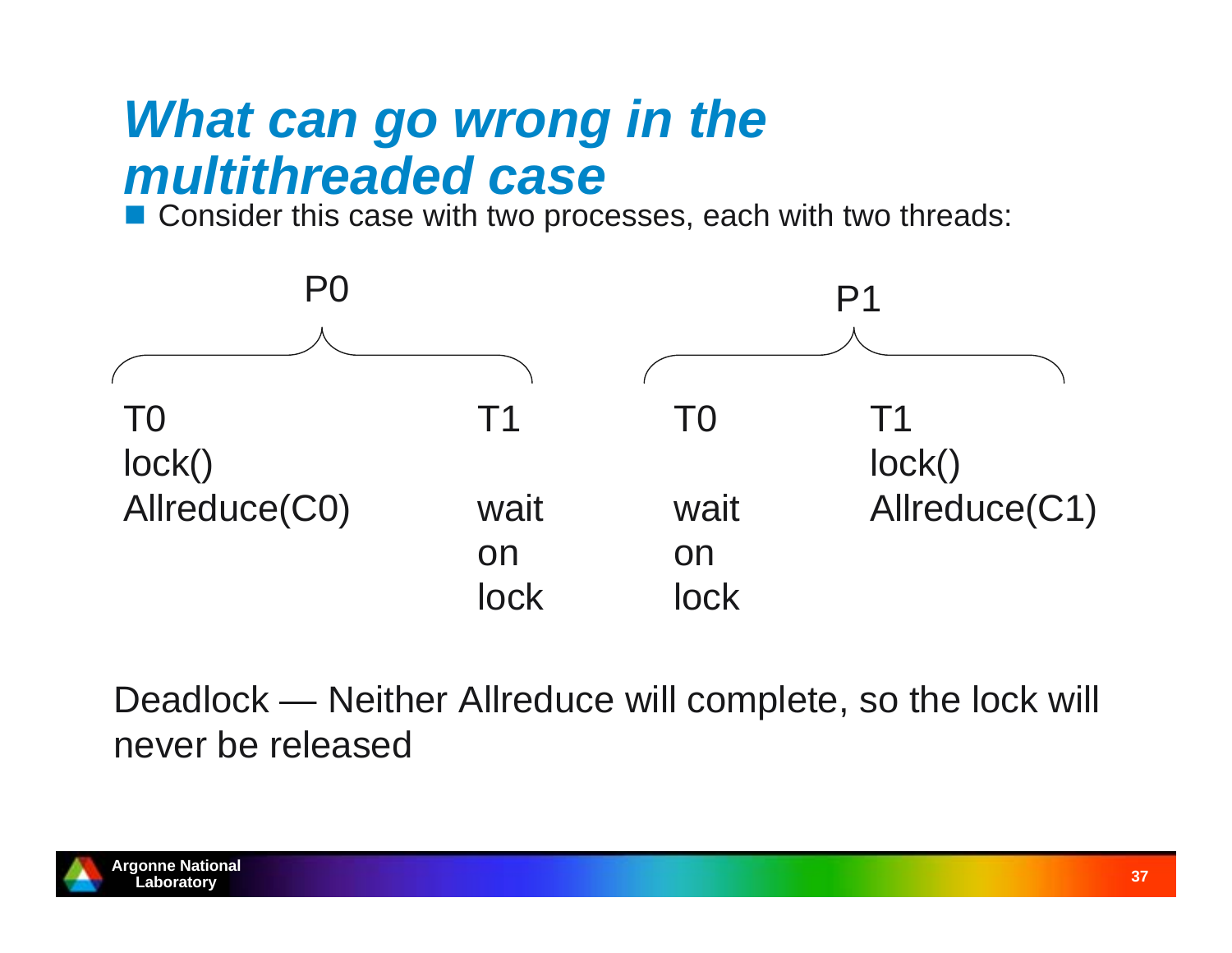# What can go wrong in the multithreaded case

- Consider this case with two processes, each with two threads:

| P0 | | P1 | |
|---|---|---|---|
| T0 | T1 | T0 | T1 |
| lock() | | | lock() |
| Allreduce(C0) | wait on lock | wait on lock | Allreduce(C1) |

Deadlock — Neither Allreduce will complete, so the lock will never be released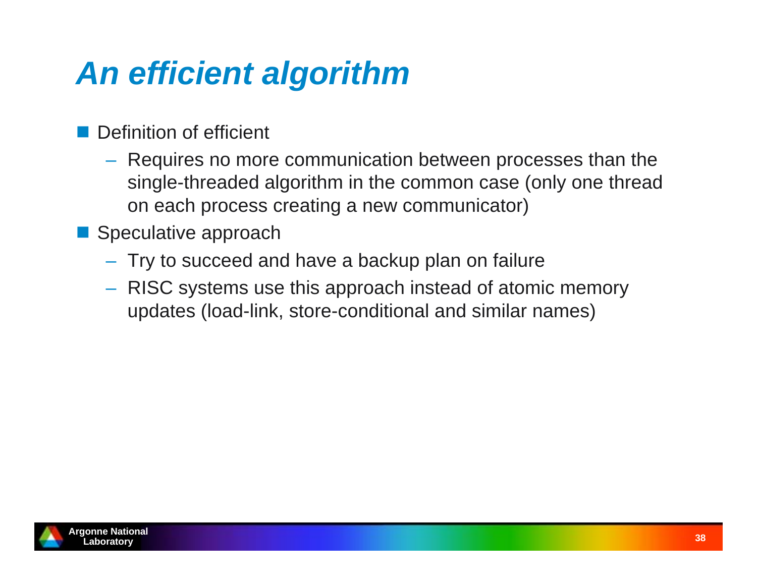# *An efficient algorithm*

- Definition of efficient
  - Requires no more communication between processes than the single-threaded algorithm in the common case (only one thread on each process creating a new communicator)
- Speculative approach
  - Try to succeed and have a backup plan on failure
  - RISC systems use this approach instead of atomic memory updates (load-link, store-conditional and similar names)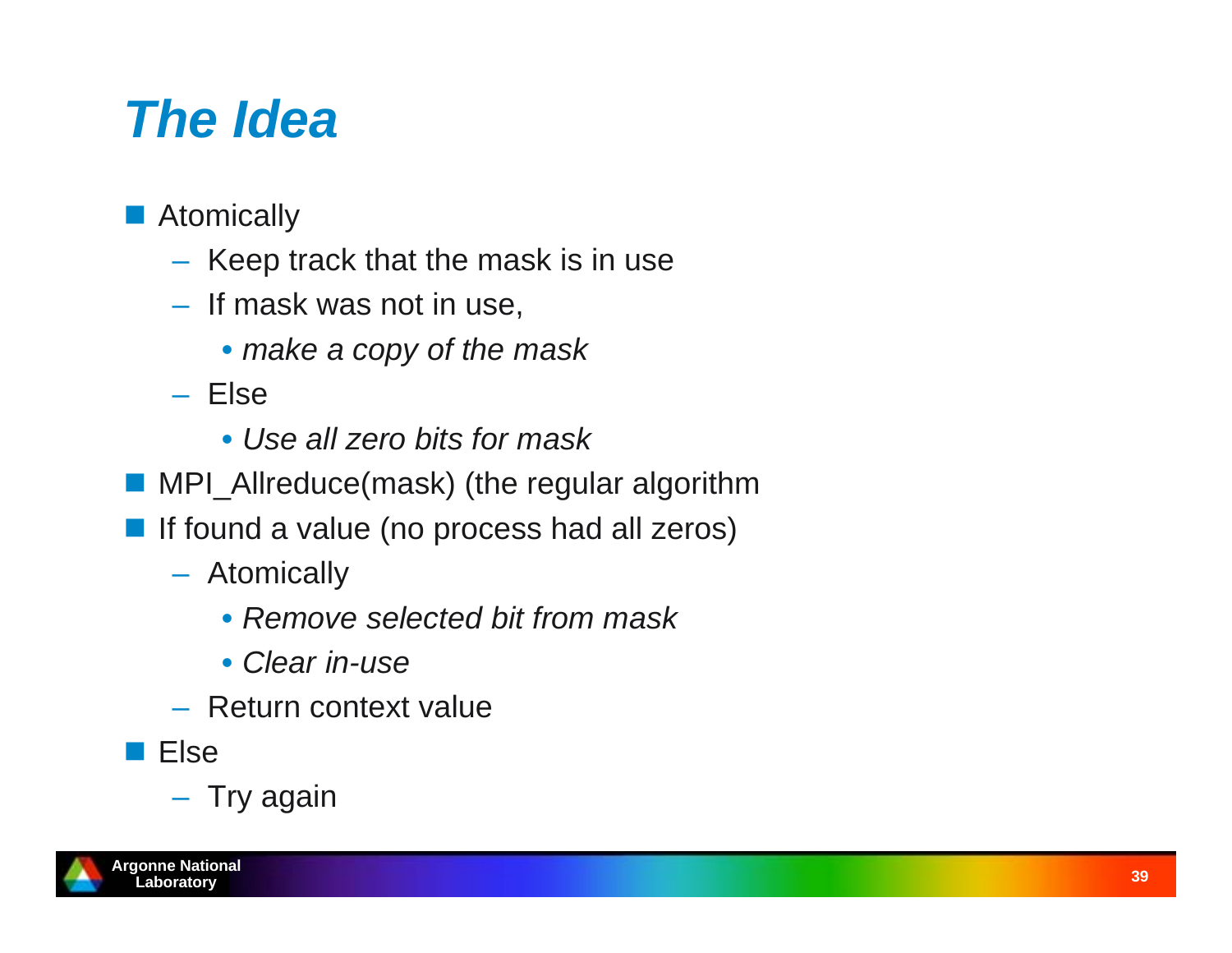# The Idea

- Atomically
  - Keep track that the mask is in use
  - If mask was not in use,
    - *make a copy of the mask*
  - Else
    - *Use all zero bits for mask*
- MPI_Allreduce(mask) (the regular algorithm
- If found a value (no process had all zeros)
  - Atomically
    - *Remove selected bit from mask*
    - *Clear in-use*
  - Return context value
- Else
  - Try again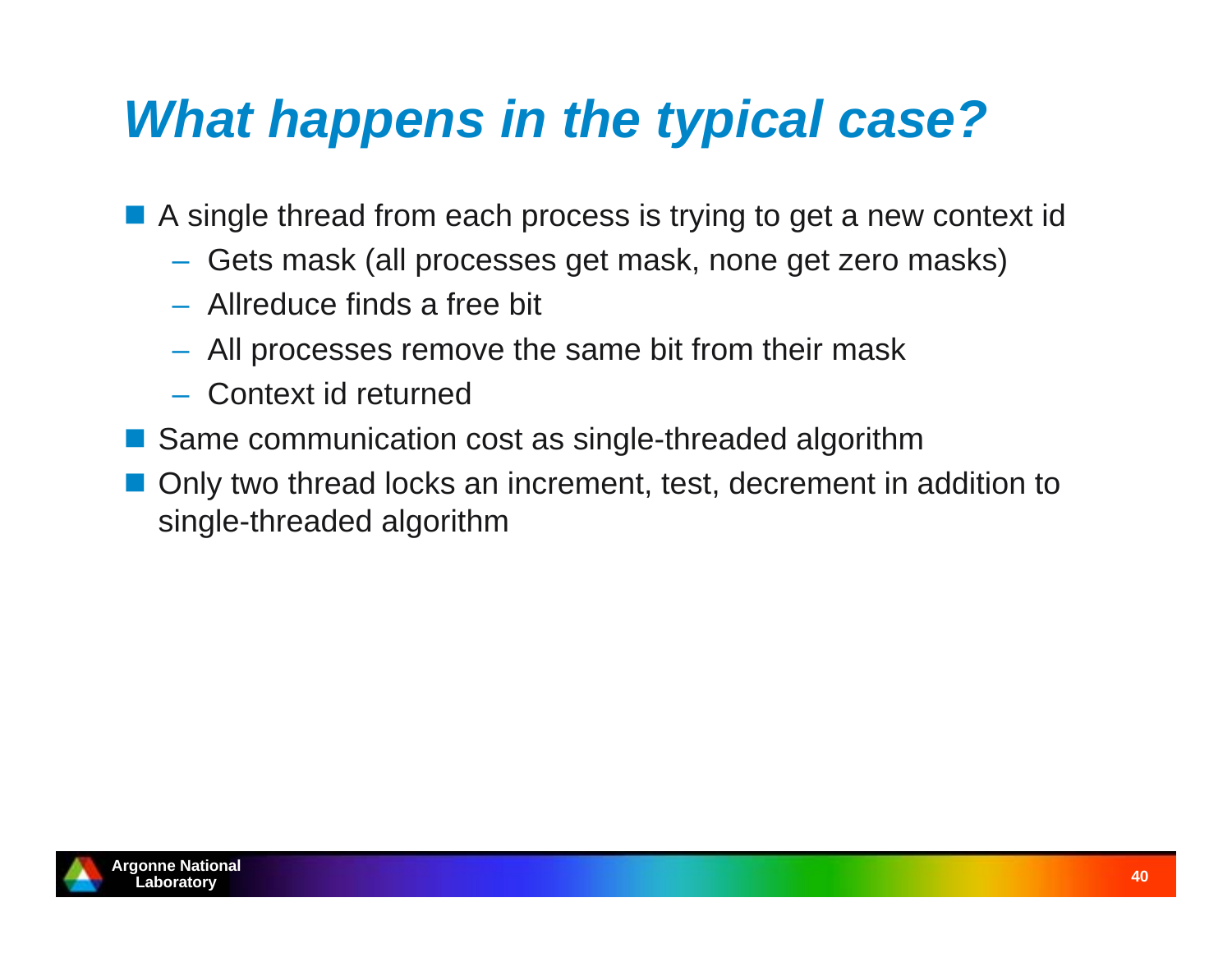# *What happens in the typical case?*

- A single thread from each process is trying to get a new context id
  - Gets mask (all processes get mask, none get zero masks)
  - Allreduce finds a free bit
  - All processes remove the same bit from their mask
  - Context id returned
- Same communication cost as single-threaded algorithm
- Only two thread locks an increment, test, decrement in addition to single-threaded algorithm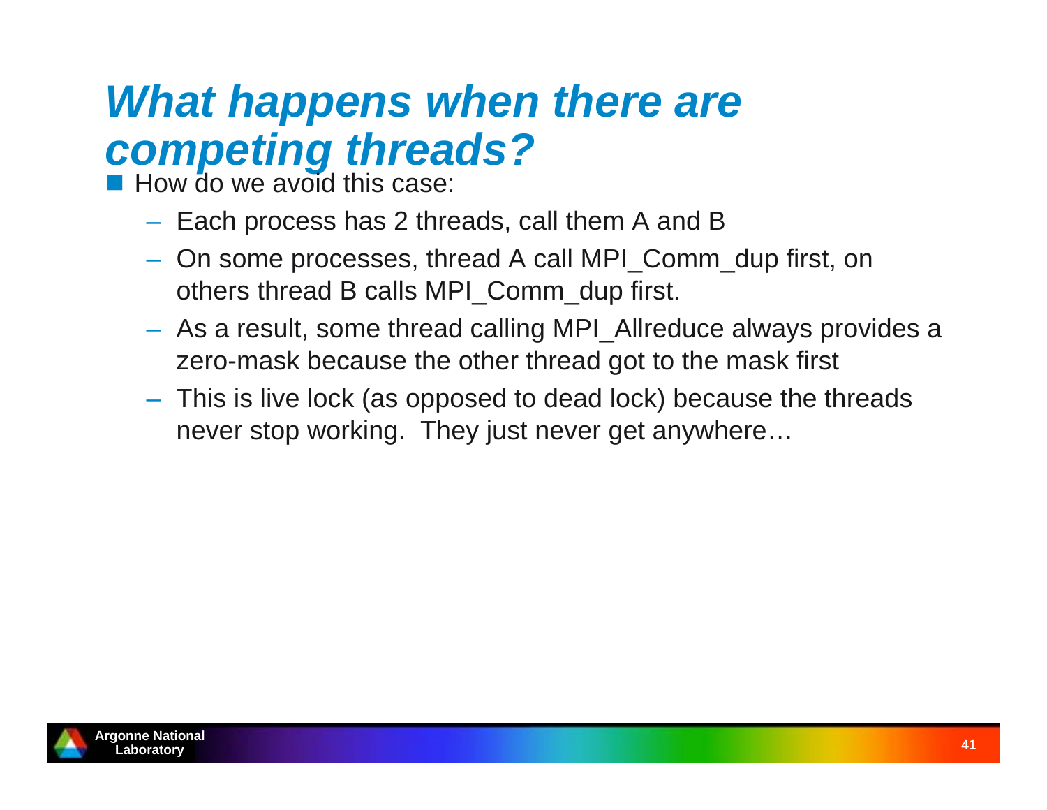# *What happens when there are competing threads?*

- How do we avoid this case:
  - Each process has 2 threads, call them A and B
  - On some processes, thread A call MPI_Comm_dup first, on others thread B calls MPI_Comm_dup first.
  - As a result, some thread calling MPI_Allreduce always provides a zero-mask because the other thread got to the mask first
  - This is live lock (as opposed to dead lock) because the threads never stop working. They just never get anywhere…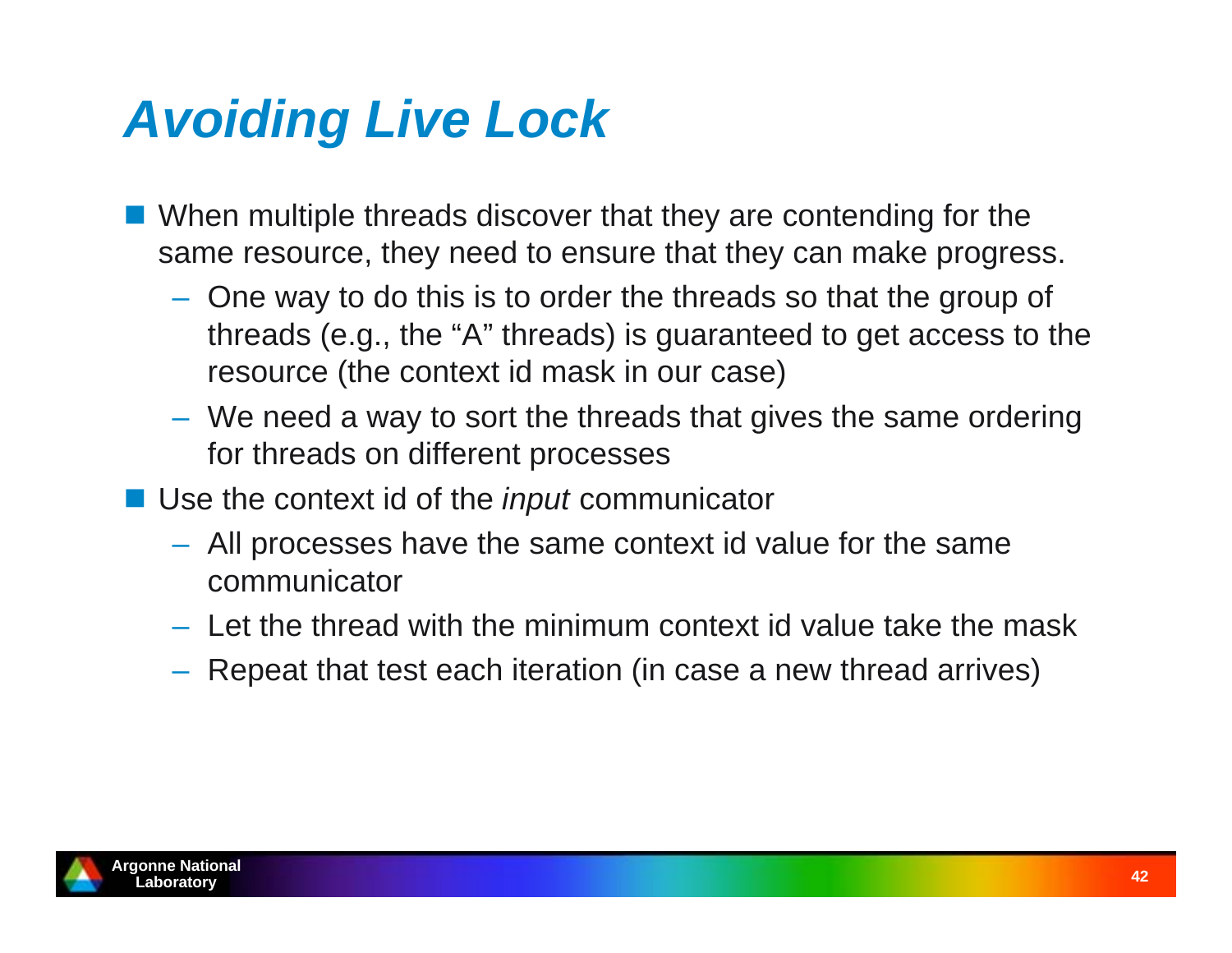# Avoiding Live Lock

- When multiple threads discover that they are contending for the same resource, they need to ensure that they can make progress.
  - One way to do this is to order the threads so that the group of threads (e.g., the "A" threads) is guaranteed to get access to the resource (the context id mask in our case)
  - We need a way to sort the threads that gives the same ordering for threads on different processes
- Use the context id of the *input* communicator
  - All processes have the same context id value for the same communicator
  - Let the thread with the minimum context id value take the mask
  - Repeat that test each iteration (in case a new thread arrives)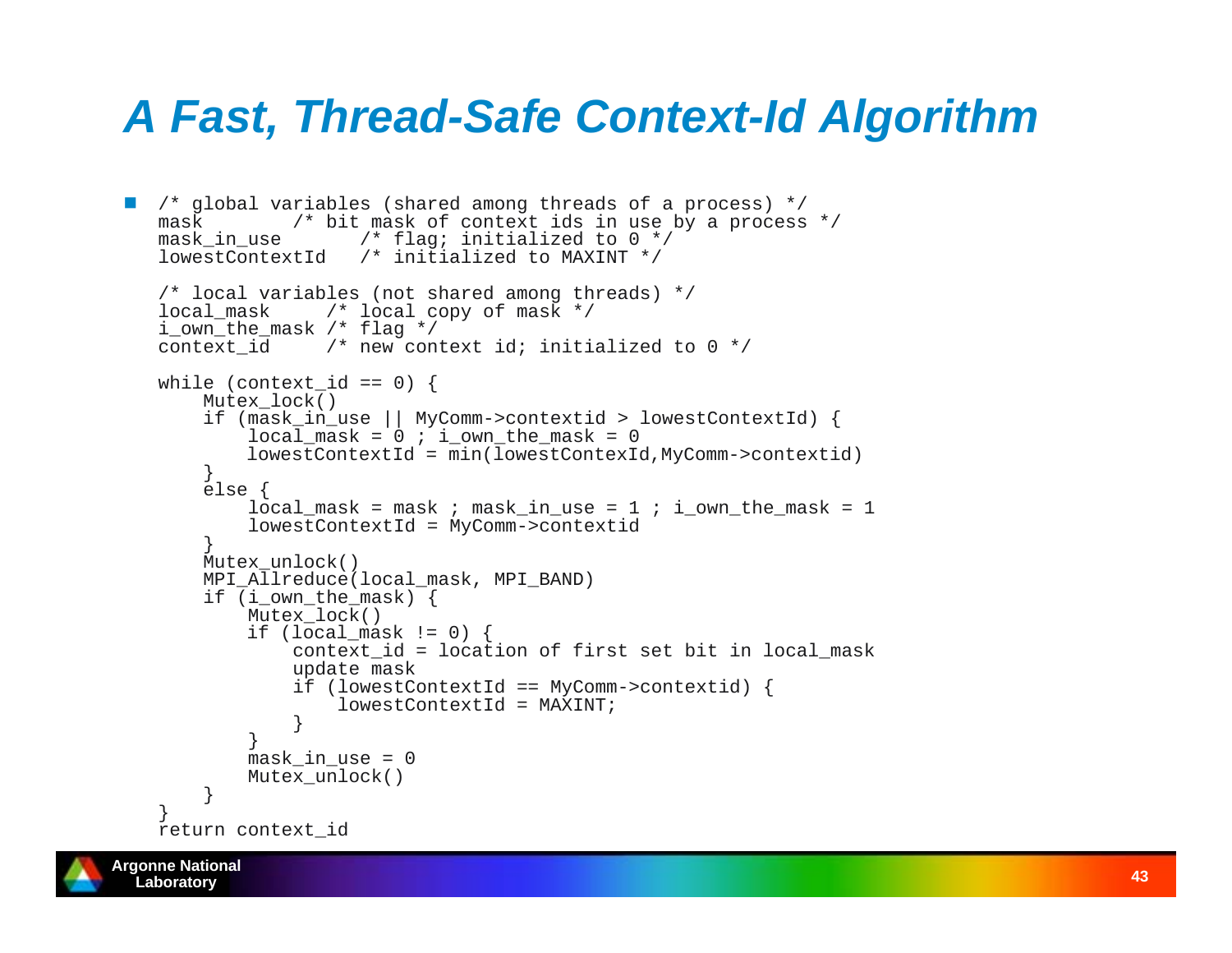# A Fast, Thread-Safe Context-Id Algorithm

```
/* global variables (shared among threads of a process) */
mask         /* bit mask of context ids in use by a process */
mask_in_use       /* flag; initialized to 0 */
lowestContextId   /* initialized to MAXINT */

/* local variables (not shared among threads) */
local_mask     /* local copy of mask */
i_own_the_mask /* flag */
context_id     /* new context id; initialized to 0 */

while (context_id == 0) {
    Mutex_lock()
    if (mask_in_use || MyComm->contextid > lowestContextId) {
        local_mask = 0 ; i_own_the_mask = 0
        lowestContextId = min(lowestContexId,MyComm->contextid)
    }
    else {
        local_mask = mask ; mask_in_use = 1 ; i_own_the_mask = 1
        lowestContextId = MyComm->contextid
    }
    Mutex_unlock()
    MPI_Allreduce(local_mask, MPI_BAND)
    if (i_own_the_mask) {
        Mutex_lock()
        if (local_mask != 0) {
            context_id = location of first set bit in local_mask
            update mask
            if (lowestContextId == MyComm->contextid) {
                lowestContextId = MAXINT;
            }
        }
        mask_in_use = 0
        Mutex_unlock()
    }
}
return context_id
```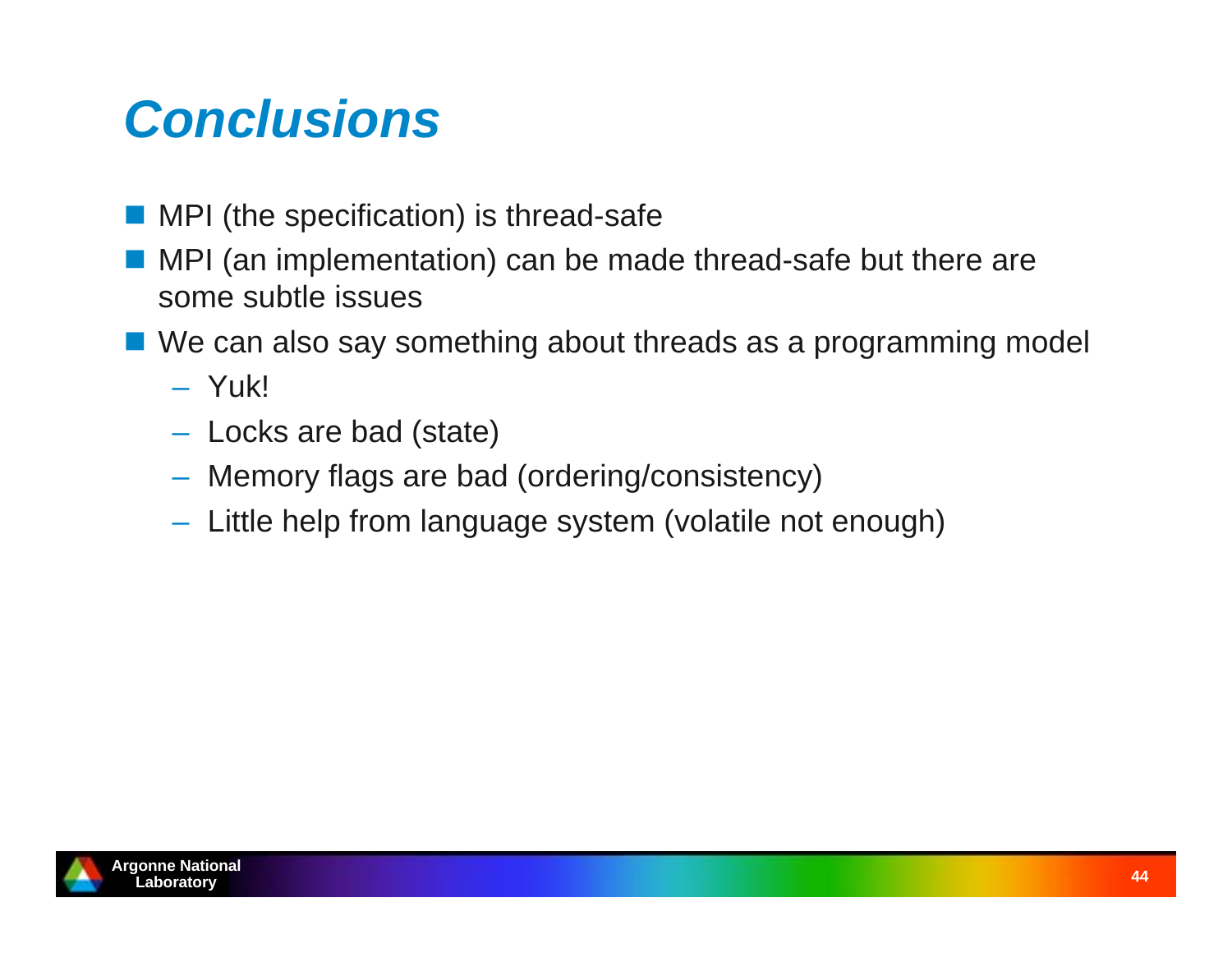# Conclusions

- MPI (the specification) is thread-safe
- MPI (an implementation) can be made thread-safe but there are some subtle issues
- We can also say something about threads as a programming model
  - Yuk!
  - Locks are bad (state)
  - Memory flags are bad (ordering/consistency)
  - Little help from language system (volatile not enough)